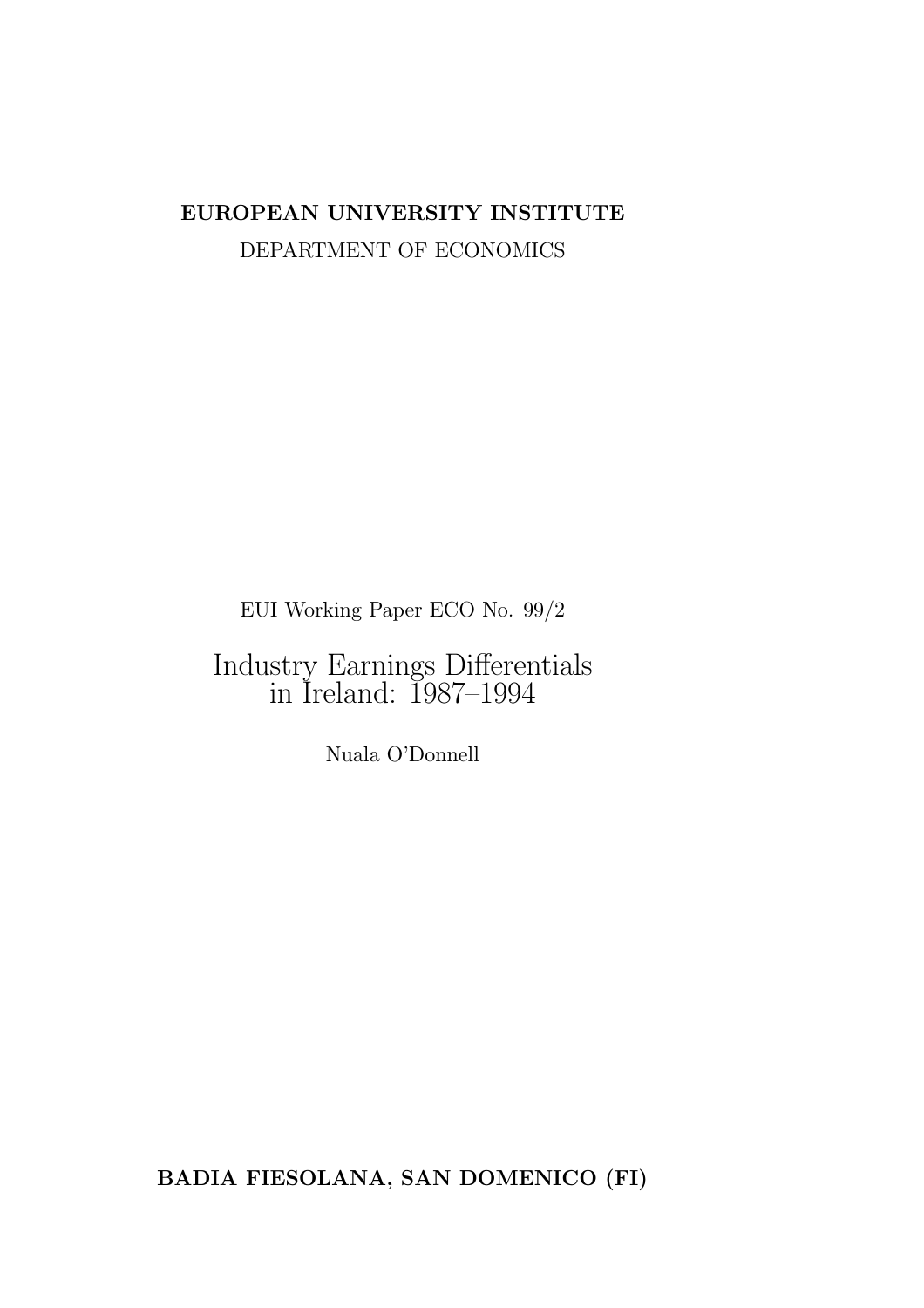**EUROPEAN UNIVERSITY INSTITUTE**

DEPARTMENT OF ECONOMICS

EUI Working Paper ECO No. 99/2

# Industry Earnings Differentials in Ireland: 1987–1994

Nuala O'Donnell

**BADIA FIESOLANA, SAN DOMENICO (FI)**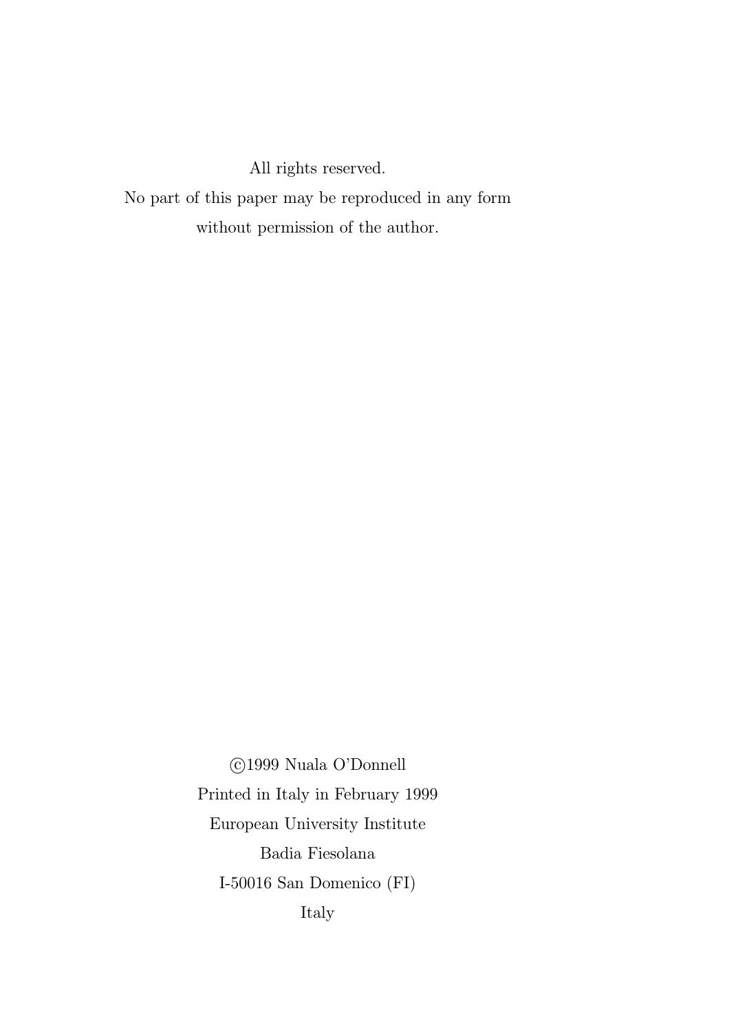All rights reserved.

No part of this paper may be reproduced in any form

without permission of the author.

©1999 Nuala O'Donnell

Printed in Italy in February 1999

European University Institute

Badia Fiesolana

I-50016 San Domenico (FI)

Italy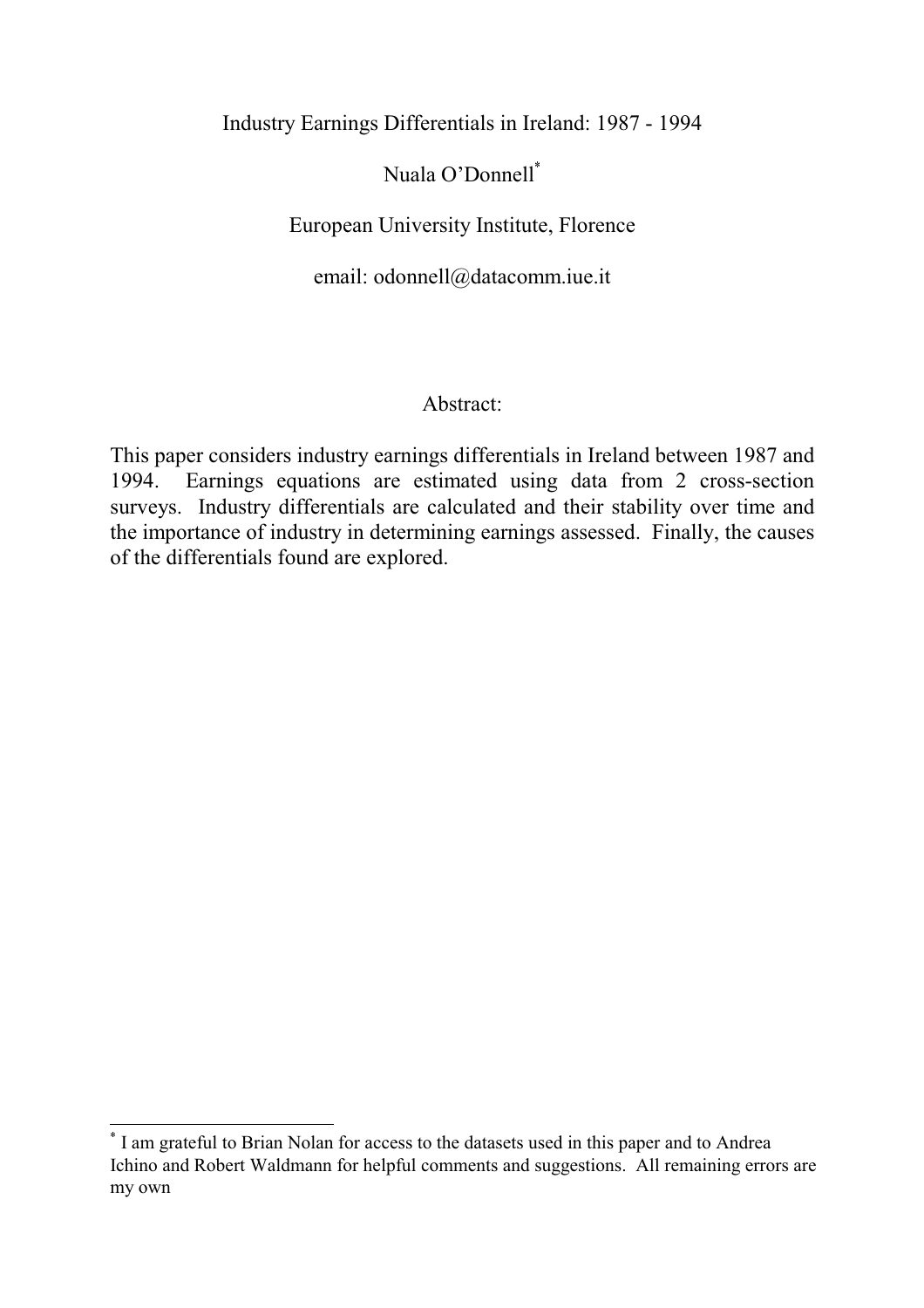# Industry Earnings Differentials in Ireland: 1987 - 1994

Nuala O'Donnell*

European University Institute, Florence

email: odonnell@datacomm.iue.it

## Abstract:

This paper considers industry earnings differentials in Ireland between 1987 and 1994. Earnings equations are estimated using data from 2 cross-section surveys. Industry differentials are calculated and their stability over time and the importance of industry in determining earnings assessed. Finally, the causes of the differentials found are explored.

---

* I am grateful to Brian Nolan for access to the datasets used in this paper and to Andrea Ichino and Robert Waldmann for helpful comments and suggestions. All remaining errors are my own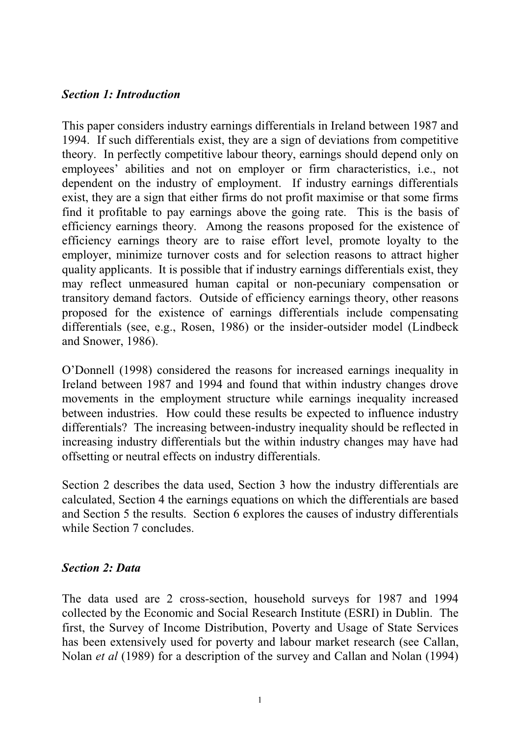### *Section 1: Introduction*

This paper considers industry earnings differentials in Ireland between 1987 and 1994. If such differentials exist, they are a sign of deviations from competitive theory. In perfectly competitive labour theory, earnings should depend only on employees' abilities and not on employer or firm characteristics, i.e., not dependent on the industry of employment. If industry earnings differentials exist, they are a sign that either firms do not profit maximise or that some firms find it profitable to pay earnings above the going rate. This is the basis of efficiency earnings theory. Among the reasons proposed for the existence of efficiency earnings theory are to raise effort level, promote loyalty to the employer, minimize turnover costs and for selection reasons to attract higher quality applicants. It is possible that if industry earnings differentials exist, they may reflect unmeasured human capital or non-pecuniary compensation or transitory demand factors. Outside of efficiency earnings theory, other reasons proposed for the existence of earnings differentials include compensating differentials (see, e.g., Rosen, 1986) or the insider-outsider model (Lindbeck and Snower, 1986).

O'Donnell (1998) considered the reasons for increased earnings inequality in Ireland between 1987 and 1994 and found that within industry changes drove movements in the employment structure while earnings inequality increased between industries. How could these results be expected to influence industry differentials? The increasing between-industry inequality should be reflected in increasing industry differentials but the within industry changes may have had offsetting or neutral effects on industry differentials.

Section 2 describes the data used, Section 3 how the industry differentials are calculated, Section 4 the earnings equations on which the differentials are based and Section 5 the results. Section 6 explores the causes of industry differentials while Section 7 concludes.

### *Section 2: Data*

The data used are 2 cross-section, household surveys for 1987 and 1994 collected by the Economic and Social Research Institute (ESRI) in Dublin. The first, the Survey of Income Distribution, Poverty and Usage of State Services has been extensively used for poverty and labour market research (see Callan, Nolan *et al* (1989) for a description of the survey and Callan and Nolan (1994)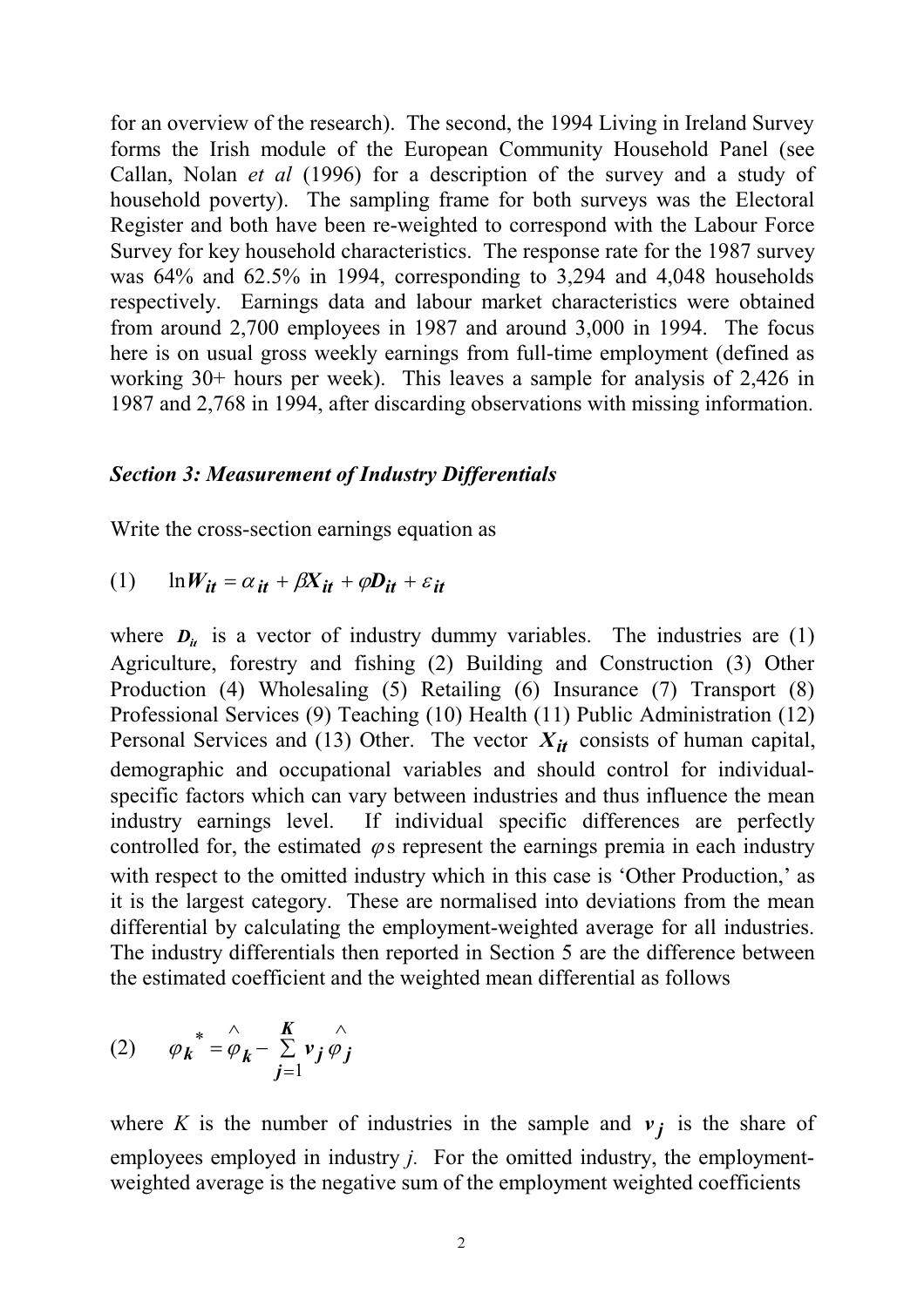for an overview of the research). The second, the 1994 Living in Ireland Survey forms the Irish module of the European Community Household Panel (see Callan, Nolan *et al* (1996) for a description of the survey and a study of household poverty). The sampling frame for both surveys was the Electoral Register and both have been re-weighted to correspond with the Labour Force Survey for key household characteristics. The response rate for the 1987 survey was 64% and 62.5% in 1994, corresponding to 3,294 and 4,048 households respectively. Earnings data and labour market characteristics were obtained from around 2,700 employees in 1987 and around 3,000 in 1994. The focus here is on usual gross weekly earnings from full-time employment (defined as working 30+ hours per week). This leaves a sample for analysis of 2,426 in 1987 and 2,768 in 1994, after discarding observations with missing information.

### *Section 3: Measurement of Industry Differentials*

Write the cross-section earnings equation as

$$\text{(1)} \qquad \ln W_{it} = \alpha_{it} + \beta X_{it} + \varphi D_{it} + \varepsilon_{it}$$

where $D_{it}$ is a vector of industry dummy variables. The industries are (1) Agriculture, forestry and fishing (2) Building and Construction (3) Other Production (4) Wholesaling (5) Retailing (6) Insurance (7) Transport (8) Professional Services (9) Teaching (10) Health (11) Public Administration (12) Personal Services and (13) Other. The vector $X_{it}$ consists of human capital, demographic and occupational variables and should control for individual-specific factors which can vary between industries and thus influence the mean industry earnings level. If individual specific differences are perfectly controlled for, the estimated $\varphi$s represent the earnings premia in each industry with respect to the omitted industry which in this case is 'Other Production,' as it is the largest category. These are normalised into deviations from the mean differential by calculating the employment-weighted average for all industries. The industry differentials then reported in Section 5 are the difference between the estimated coefficient and the weighted mean differential as follows

$$\text{(2)} \qquad \varphi_k^* = \hat{\varphi}_k - \sum_{j=1}^{K} v_j \hat{\varphi}_j$$

where $K$ is the number of industries in the sample and $v_j$ is the share of employees employed in industry $j$. For the omitted industry, the employment-weighted average is the negative sum of the employment weighted coefficients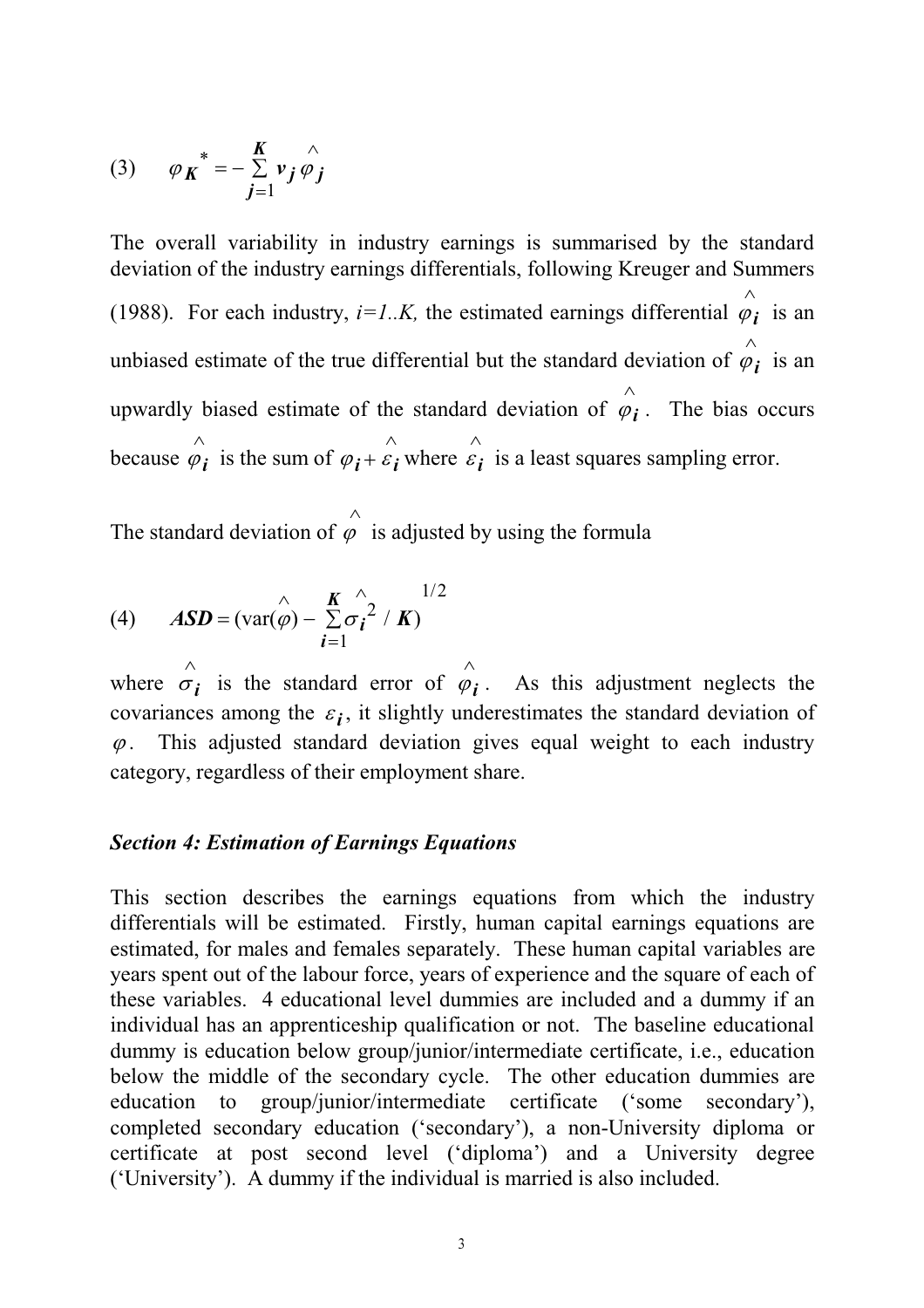$$(3) \qquad \varphi_K^* = -\sum_{j=1}^{K} v_j \hat{\varphi}_j$$

The overall variability in industry earnings is summarised by the standard deviation of the industry earnings differentials, following Kreuger and Summers (1988). For each industry, $i=1..K,$ the estimated earnings differential $\hat{\varphi}_i$ is an unbiased estimate of the true differential but the standard deviation of $\hat{\varphi}_i$ is an upwardly biased estimate of the standard deviation of $\hat{\varphi}_i$. The bias occurs because $\hat{\varphi}_i$ is the sum of $\varphi_i + \hat{\varepsilon}_i$ where $\hat{\varepsilon}_i$ is a least squares sampling error.

The standard deviation of $\hat{\varphi}$ is adjusted by using the formula

$$(4) \qquad \boldsymbol{ASD} = (\text{var}(\hat{\varphi}) - \sum_{i=1}^{K} \hat{\sigma}_i^2 / \boldsymbol{K})^{1/2}$$

where $\hat{\sigma}_i$ is the standard error of $\hat{\varphi}_i$. As this adjustment neglects the covariances among the $\varepsilon_i$, it slightly underestimates the standard deviation of $\varphi$. This adjusted standard deviation gives equal weight to each industry category, regardless of their employment share.

### *Section 4: Estimation of Earnings Equations*

This section describes the earnings equations from which the industry differentials will be estimated. Firstly, human capital earnings equations are estimated, for males and females separately. These human capital variables are years spent out of the labour force, years of experience and the square of each of these variables. 4 educational level dummies are included and a dummy if an individual has an apprenticeship qualification or not. The baseline educational dummy is education below group/junior/intermediate certificate, i.e., education below the middle of the secondary cycle. The other education dummies are education to group/junior/intermediate certificate ('some secondary'), completed secondary education ('secondary'), a non-University diploma or certificate at post second level ('diploma') and a University degree ('University'). A dummy if the individual is married is also included.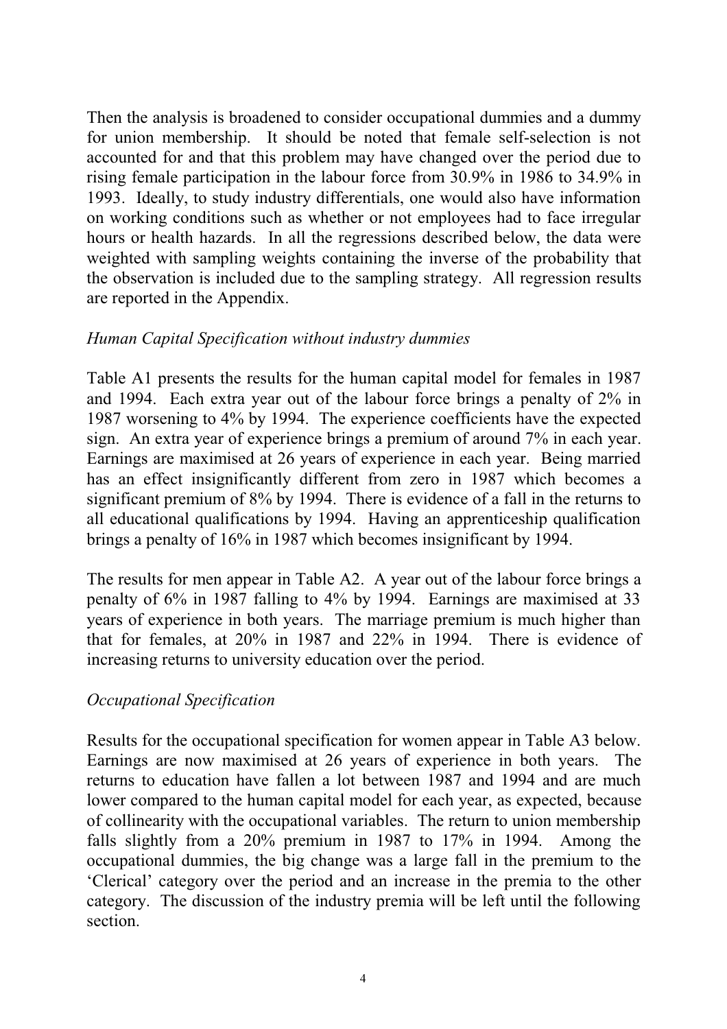Then the analysis is broadened to consider occupational dummies and a dummy for union membership. It should be noted that female self-selection is not accounted for and that this problem may have changed over the period due to rising female participation in the labour force from 30.9% in 1986 to 34.9% in 1993. Ideally, to study industry differentials, one would also have information on working conditions such as whether or not employees had to face irregular hours or health hazards. In all the regressions described below, the data were weighted with sampling weights containing the inverse of the probability that the observation is included due to the sampling strategy. All regression results are reported in the Appendix.

### *Human Capital Specification without industry dummies*

Table A1 presents the results for the human capital model for females in 1987 and 1994. Each extra year out of the labour force brings a penalty of 2% in 1987 worsening to 4% by 1994. The experience coefficients have the expected sign. An extra year of experience brings a premium of around 7% in each year. Earnings are maximised at 26 years of experience in each year. Being married has an effect insignificantly different from zero in 1987 which becomes a significant premium of 8% by 1994. There is evidence of a fall in the returns to all educational qualifications by 1994. Having an apprenticeship qualification brings a penalty of 16% in 1987 which becomes insignificant by 1994.

The results for men appear in Table A2. A year out of the labour force brings a penalty of 6% in 1987 falling to 4% by 1994. Earnings are maximised at 33 years of experience in both years. The marriage premium is much higher than that for females, at 20% in 1987 and 22% in 1994. There is evidence of increasing returns to university education over the period.

### *Occupational Specification*

Results for the occupational specification for women appear in Table A3 below. Earnings are now maximised at 26 years of experience in both years. The returns to education have fallen a lot between 1987 and 1994 and are much lower compared to the human capital model for each year, as expected, because of collinearity with the occupational variables. The return to union membership falls slightly from a 20% premium in 1987 to 17% in 1994. Among the occupational dummies, the big change was a large fall in the premium to the 'Clerical' category over the period and an increase in the premia to the other category. The discussion of the industry premia will be left until the following section.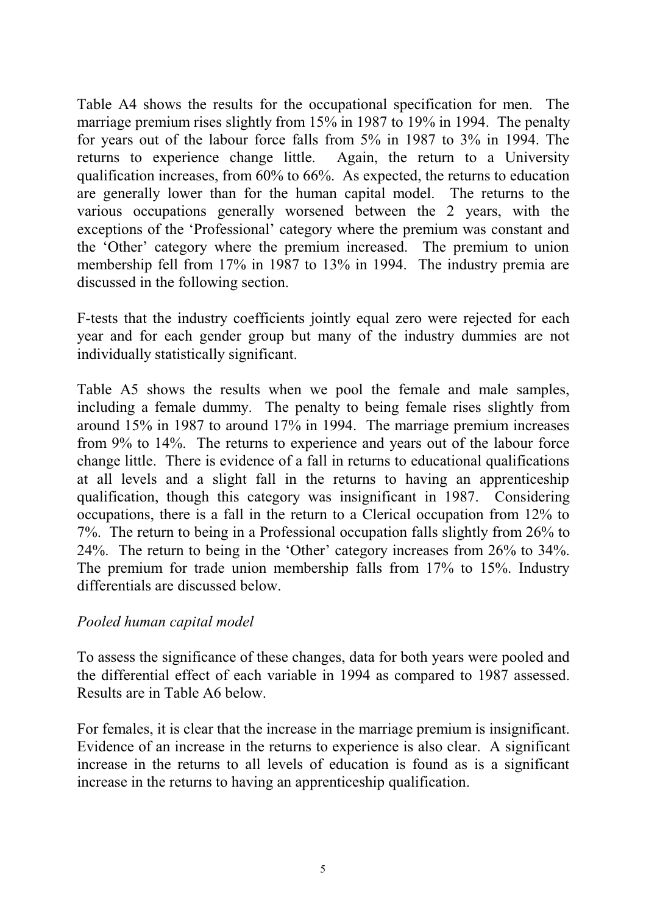Table A4 shows the results for the occupational specification for men. The marriage premium rises slightly from 15% in 1987 to 19% in 1994. The penalty for years out of the labour force falls from 5% in 1987 to 3% in 1994. The returns to experience change little. Again, the return to a University qualification increases, from 60% to 66%. As expected, the returns to education are generally lower than for the human capital model. The returns to the various occupations generally worsened between the 2 years, with the exceptions of the 'Professional' category where the premium was constant and the 'Other' category where the premium increased. The premium to union membership fell from 17% in 1987 to 13% in 1994. The industry premia are discussed in the following section.

F-tests that the industry coefficients jointly equal zero were rejected for each year and for each gender group but many of the industry dummies are not individually statistically significant.

Table A5 shows the results when we pool the female and male samples, including a female dummy. The penalty to being female rises slightly from around 15% in 1987 to around 17% in 1994. The marriage premium increases from 9% to 14%. The returns to experience and years out of the labour force change little. There is evidence of a fall in returns to educational qualifications at all levels and a slight fall in the returns to having an apprenticeship qualification, though this category was insignificant in 1987. Considering occupations, there is a fall in the return to a Clerical occupation from 12% to 7%. The return to being in a Professional occupation falls slightly from 26% to 24%. The return to being in the 'Other' category increases from 26% to 34%. The premium for trade union membership falls from 17% to 15%. Industry differentials are discussed below.

*Pooled human capital model*

To assess the significance of these changes, data for both years were pooled and the differential effect of each variable in 1994 as compared to 1987 assessed. Results are in Table A6 below.

For females, it is clear that the increase in the marriage premium is insignificant. Evidence of an increase in the returns to experience is also clear. A significant increase in the returns to all levels of education is found as is a significant increase in the returns to having an apprenticeship qualification.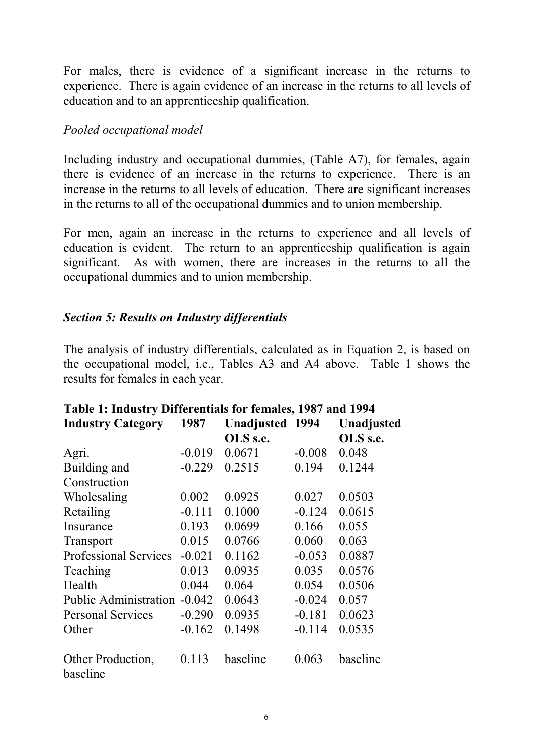For males, there is evidence of a significant increase in the returns to experience. There is again evidence of an increase in the returns to all levels of education and to an apprenticeship qualification.

*Pooled occupational model*

Including industry and occupational dummies, (Table A7), for females, again there is evidence of an increase in the returns to experience. There is an increase in the returns to all levels of education. There are significant increases in the returns to all of the occupational dummies and to union membership.

For men, again an increase in the returns to experience and all levels of education is evident. The return to an apprenticeship qualification is again significant. As with women, there are increases in the returns to all the occupational dummies and to union membership.

### *Section 5: Results on Industry differentials*

The analysis of industry differentials, calculated as in Equation 2, is based on the occupational model, i.e., Tables A3 and A4 above. Table 1 shows the results for females in each year.

**Table 1: Industry Differentials for females, 1987 and 1994**

| Industry Category | 1987 | Unadjusted OLS s.e. | 1994 | Unadjusted OLS s.e. |
|---|---|---|---|---|
| Agri. | -0.019 | 0.0671 | -0.008 | 0.048 |
| Building and Construction | -0.229 | 0.2515 | 0.194 | 0.1244 |
| Wholesaling | 0.002 | 0.0925 | 0.027 | 0.0503 |
| Retailing | -0.111 | 0.1000 | -0.124 | 0.0615 |
| Insurance | 0.193 | 0.0699 | 0.166 | 0.055 |
| Transport | 0.015 | 0.0766 | 0.060 | 0.063 |
| Professional Services | -0.021 | 0.1162 | -0.053 | 0.0887 |
| Teaching | 0.013 | 0.0935 | 0.035 | 0.0576 |
| Health | 0.044 | 0.064 | 0.054 | 0.0506 |
| Public Administration | -0.042 | 0.0643 | -0.024 | 0.057 |
| Personal Services | -0.290 | 0.0935 | -0.181 | 0.0623 |
| Other | -0.162 | 0.1498 | -0.114 | 0.0535 |
| Other Production, baseline | 0.113 | baseline | 0.063 | baseline |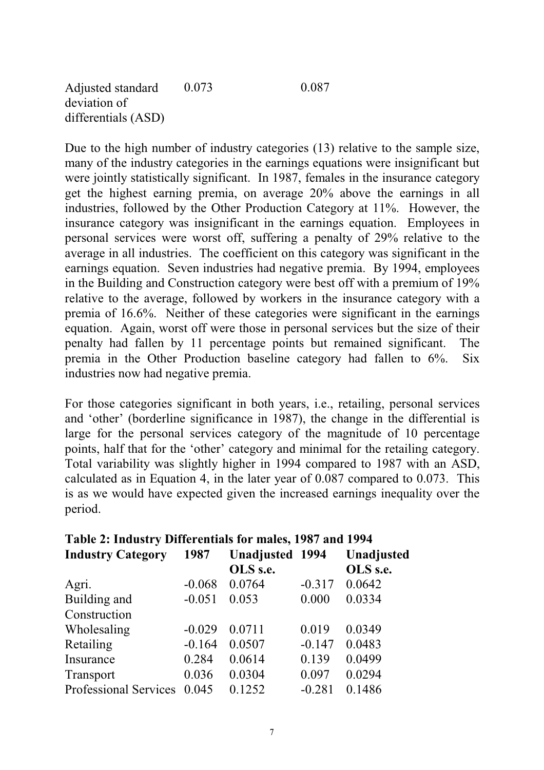| | | |
|---|---|---|
| Adjusted standard deviation of differentials (ASD) | 0.073 | 0.087 |

Due to the high number of industry categories (13) relative to the sample size, many of the industry categories in the earnings equations were insignificant but were jointly statistically significant. In 1987, females in the insurance category get the highest earning premia, on average 20% above the earnings in all industries, followed by the Other Production Category at 11%. However, the insurance category was insignificant in the earnings equation. Employees in personal services were worst off, suffering a penalty of 29% relative to the average in all industries. The coefficient on this category was significant in the earnings equation. Seven industries had negative premia. By 1994, employees in the Building and Construction category were best off with a premium of 19% relative to the average, followed by workers in the insurance category with a premia of 16.6%. Neither of these categories were significant in the earnings equation. Again, worst off were those in personal services but the size of their penalty had fallen by 11 percentage points but remained significant. The premia in the Other Production baseline category had fallen to 6%. Six industries now had negative premia.

For those categories significant in both years, i.e., retailing, personal services and 'other' (borderline significance in 1987), the change in the differential is large for the personal services category of the magnitude of 10 percentage points, half that for the 'other' category and minimal for the retailing category. Total variability was slightly higher in 1994 compared to 1987 with an ASD, calculated as in Equation 4, in the later year of 0.087 compared to 0.073. This is as we would have expected given the increased earnings inequality over the period.

**Table 2: Industry Differentials for males, 1987 and 1994**

| Industry Category | 1987 | Unadjusted OLS s.e. | 1994 | Unadjusted OLS s.e. |
|---|---|---|---|---|
| Agri. | -0.068 | 0.0764 | -0.317 | 0.0642 |
| Building and Construction | -0.051 | 0.053 | 0.000 | 0.0334 |
| Wholesaling | -0.029 | 0.0711 | 0.019 | 0.0349 |
| Retailing | -0.164 | 0.0507 | -0.147 | 0.0483 |
| Insurance | 0.284 | 0.0614 | 0.139 | 0.0499 |
| Transport | 0.036 | 0.0304 | 0.097 | 0.0294 |
| Professional Services | 0.045 | 0.1252 | -0.281 | 0.1486 |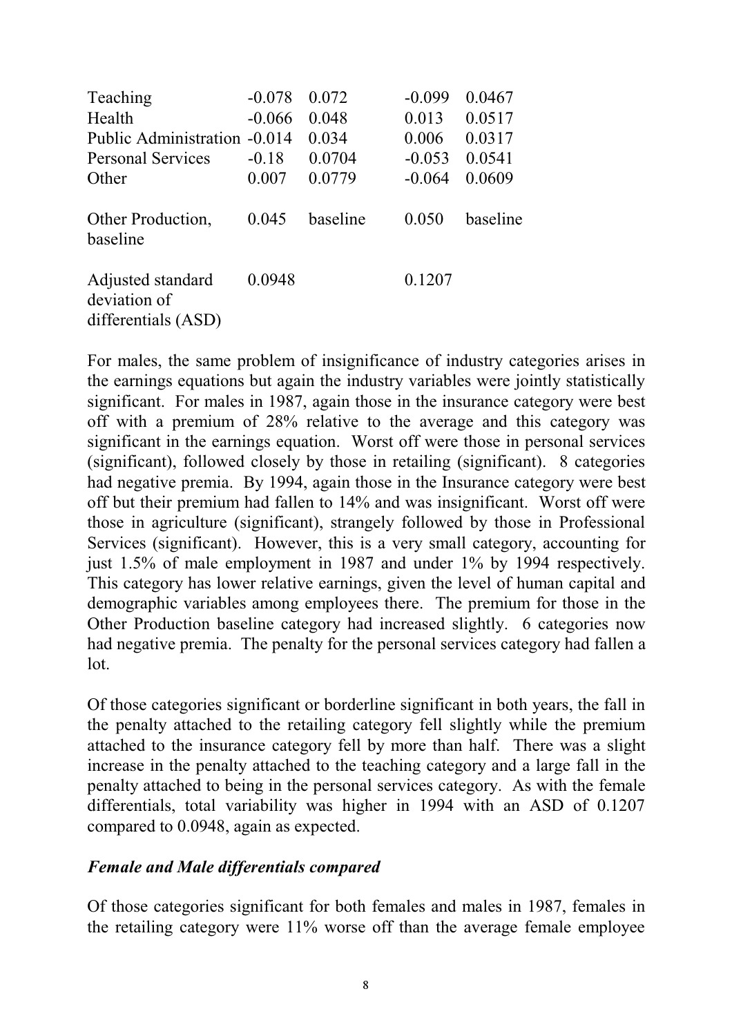| | | | | |
|---|---|---|---|---|
| Teaching | -0.078 | 0.072 | -0.099 | 0.0467 |
| Health | -0.066 | 0.048 | 0.013 | 0.0517 |
| Public Administration | -0.014 | 0.034 | 0.006 | 0.0317 |
| Personal Services | -0.18 | 0.0704 | -0.053 | 0.0541 |
| Other | 0.007 | 0.0779 | -0.064 | 0.0609 |
| Other Production, baseline | 0.045 | baseline | 0.050 | baseline |
| Adjusted standard deviation of differentials (ASD) | 0.0948 | | 0.1207 | |

For males, the same problem of insignificance of industry categories arises in the earnings equations but again the industry variables were jointly statistically significant. For males in 1987, again those in the insurance category were best off with a premium of 28% relative to the average and this category was significant in the earnings equation. Worst off were those in personal services (significant), followed closely by those in retailing (significant). 8 categories had negative premia. By 1994, again those in the Insurance category were best off but their premium had fallen to 14% and was insignificant. Worst off were those in agriculture (significant), strangely followed by those in Professional Services (significant). However, this is a very small category, accounting for just 1.5% of male employment in 1987 and under 1% by 1994 respectively. This category has lower relative earnings, given the level of human capital and demographic variables among employees there. The premium for those in the Other Production baseline category had increased slightly. 6 categories now had negative premia. The penalty for the personal services category had fallen a lot.

Of those categories significant or borderline significant in both years, the fall in the penalty attached to the retailing category fell slightly while the premium attached to the insurance category fell by more than half. There was a slight increase in the penalty attached to the teaching category and a large fall in the penalty attached to being in the personal services category. As with the female differentials, total variability was higher in 1994 with an ASD of 0.1207 compared to 0.0948, again as expected.

### *Female and Male differentials compared*

Of those categories significant for both females and males in 1987, females in the retailing category were 11% worse off than the average female employee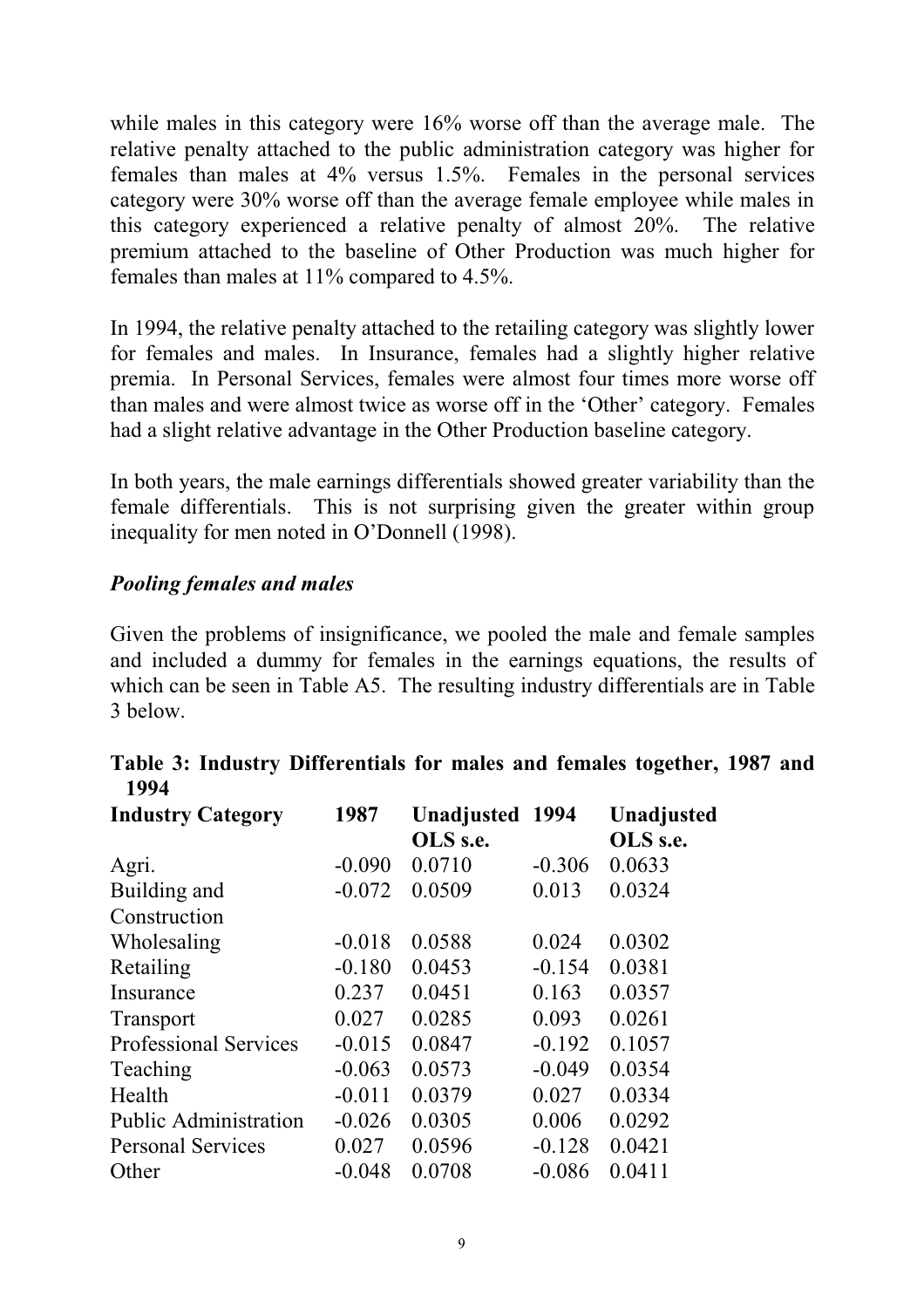while males in this category were 16% worse off than the average male. The relative penalty attached to the public administration category was higher for females than males at 4% versus 1.5%. Females in the personal services category were 30% worse off than the average female employee while males in this category experienced a relative penalty of almost 20%. The relative premium attached to the baseline of Other Production was much higher for females than males at 11% compared to 4.5%.

In 1994, the relative penalty attached to the retailing category was slightly lower for females and males. In Insurance, females had a slightly higher relative premia. In Personal Services, females were almost four times more worse off than males and were almost twice as worse off in the 'Other' category. Females had a slight relative advantage in the Other Production baseline category.

In both years, the male earnings differentials showed greater variability than the female differentials. This is not surprising given the greater within group inequality for men noted in O'Donnell (1998).

### *Pooling females and males*

Given the problems of insignificance, we pooled the male and female samples and included a dummy for females in the earnings equations, the results of which can be seen in Table A5. The resulting industry differentials are in Table 3 below.

**Table 3: Industry Differentials for males and females together, 1987 and 1994**

| Industry Category | 1987 | Unadjusted OLS s.e. | 1994 | Unadjusted OLS s.e. |
|---|---|---|---|---|
| Agri. | -0.090 | 0.0710 | -0.306 | 0.0633 |
| Building and Construction | -0.072 | 0.0509 | 0.013 | 0.0324 |
| Wholesaling | -0.018 | 0.0588 | 0.024 | 0.0302 |
| Retailing | -0.180 | 0.0453 | -0.154 | 0.0381 |
| Insurance | 0.237 | 0.0451 | 0.163 | 0.0357 |
| Transport | 0.027 | 0.0285 | 0.093 | 0.0261 |
| Professional Services | -0.015 | 0.0847 | -0.192 | 0.1057 |
| Teaching | -0.063 | 0.0573 | -0.049 | 0.0354 |
| Health | -0.011 | 0.0379 | 0.027 | 0.0334 |
| Public Administration | -0.026 | 0.0305 | 0.006 | 0.0292 |
| Personal Services | 0.027 | 0.0596 | -0.128 | 0.0421 |
| Other | -0.048 | 0.0708 | -0.086 | 0.0411 |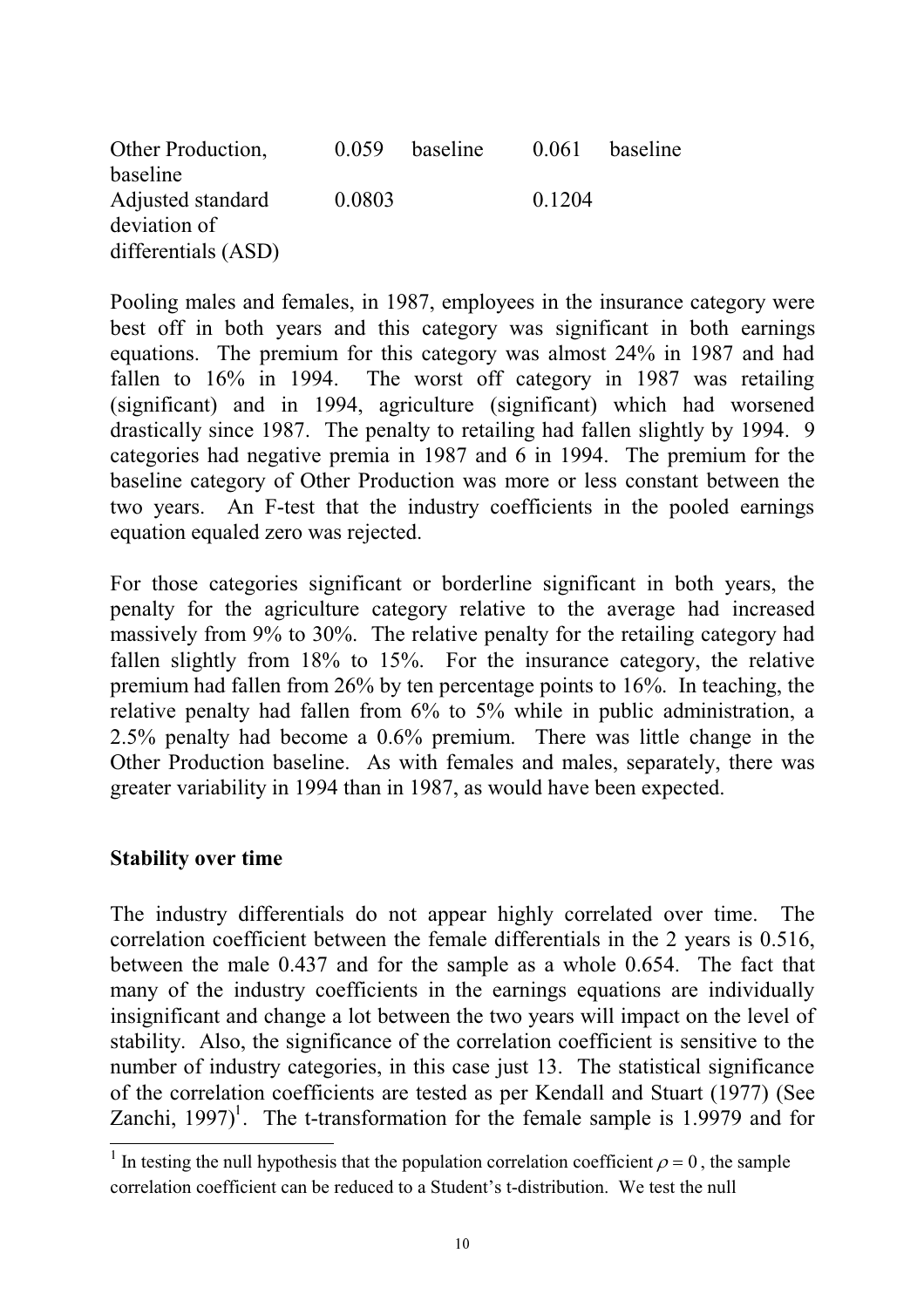| | | | | |
|---|---|---|---|---|
| Other Production, baseline | 0.059 | baseline | 0.061 | baseline |
| Adjusted standard deviation of differentials (ASD) | 0.0803 | | 0.1204 | |

Pooling males and females, in 1987, employees in the insurance category were best off in both years and this category was significant in both earnings equations. The premium for this category was almost 24% in 1987 and had fallen to 16% in 1994. The worst off category in 1987 was retailing (significant) and in 1994, agriculture (significant) which had worsened drastically since 1987. The penalty to retailing had fallen slightly by 1994. 9 categories had negative premia in 1987 and 6 in 1994. The premium for the baseline category of Other Production was more or less constant between the two years. An F-test that the industry coefficients in the pooled earnings equation equaled zero was rejected.

For those categories significant or borderline significant in both years, the penalty for the agriculture category relative to the average had increased massively from 9% to 30%. The relative penalty for the retailing category had fallen slightly from 18% to 15%. For the insurance category, the relative premium had fallen from 26% by ten percentage points to 16%. In teaching, the relative penalty had fallen from 6% to 5% while in public administration, a 2.5% penalty had become a 0.6% premium. There was little change in the Other Production baseline. As with females and males, separately, there was greater variability in 1994 than in 1987, as would have been expected.

**Stability over time**

The industry differentials do not appear highly correlated over time. The correlation coefficient between the female differentials in the 2 years is 0.516, between the male 0.437 and for the sample as a whole 0.654. The fact that many of the industry coefficients in the earnings equations are individually insignificant and change a lot between the two years will impact on the level of stability. Also, the significance of the correlation coefficient is sensitive to the number of industry categories, in this case just 13. The statistical significance of the correlation coefficients are tested as per Kendall and Stuart (1977) (See Zanchi, 1997)[1]. The t-transformation for the female sample is 1.9979 and for

[1] In testing the null hypothesis that the population correlation coefficient $\rho = 0$, the sample correlation coefficient can be reduced to a Student's t-distribution. We test the null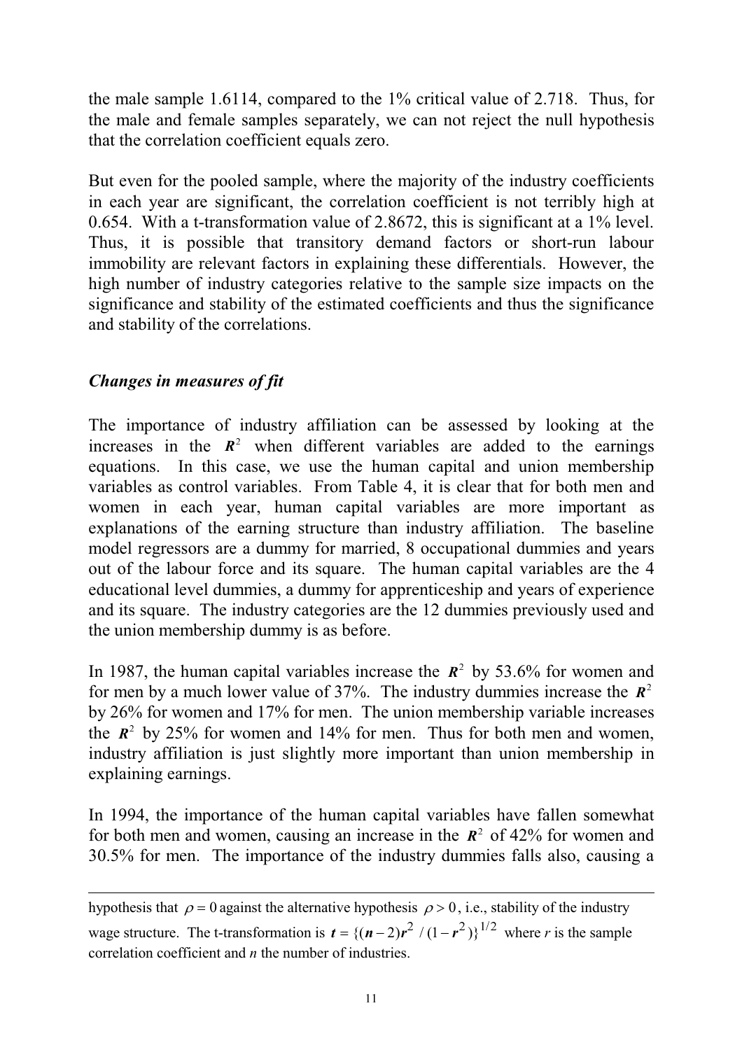the male sample 1.6114, compared to the 1% critical value of 2.718. Thus, for the male and female samples separately, we can not reject the null hypothesis that the correlation coefficient equals zero.

But even for the pooled sample, where the majority of the industry coefficients in each year are significant, the correlation coefficient is not terribly high at 0.654. With a t-transformation value of 2.8672, this is significant at a 1% level. Thus, it is possible that transitory demand factors or short-run labour immobility are relevant factors in explaining these differentials. However, the high number of industry categories relative to the sample size impacts on the significance and stability of the estimated coefficients and thus the significance and stability of the correlations.

### *Changes in measures of fit*

The importance of industry affiliation can be assessed by looking at the increases in the $R^2$ when different variables are added to the earnings equations. In this case, we use the human capital and union membership variables as control variables. From Table 4, it is clear that for both men and women in each year, human capital variables are more important as explanations of the earning structure than industry affiliation. The baseline model regressors are a dummy for married, 8 occupational dummies and years out of the labour force and its square. The human capital variables are the 4 educational level dummies, a dummy for apprenticeship and years of experience and its square. The industry categories are the 12 dummies previously used and the union membership dummy is as before.

In 1987, the human capital variables increase the $R^2$ by 53.6% for women and for men by a much lower value of 37%. The industry dummies increase the $R^2$ by 26% for women and 17% for men. The union membership variable increases the $R^2$ by 25% for women and 14% for men. Thus for both men and women, industry affiliation is just slightly more important than union membership in explaining earnings.

In 1994, the importance of the human capital variables have fallen somewhat for both men and women, causing an increase in the $R^2$ of 42% for women and 30.5% for men. The importance of the industry dummies falls also, causing a

---

hypothesis that $\rho = 0$ against the alternative hypothesis $\rho > 0$, i.e., stability of the industry wage structure. The t-transformation is $t = \{(n-2)r^2 / (1-r^2)\}^{1/2}$ where $r$ is the sample correlation coefficient and $n$ the number of industries.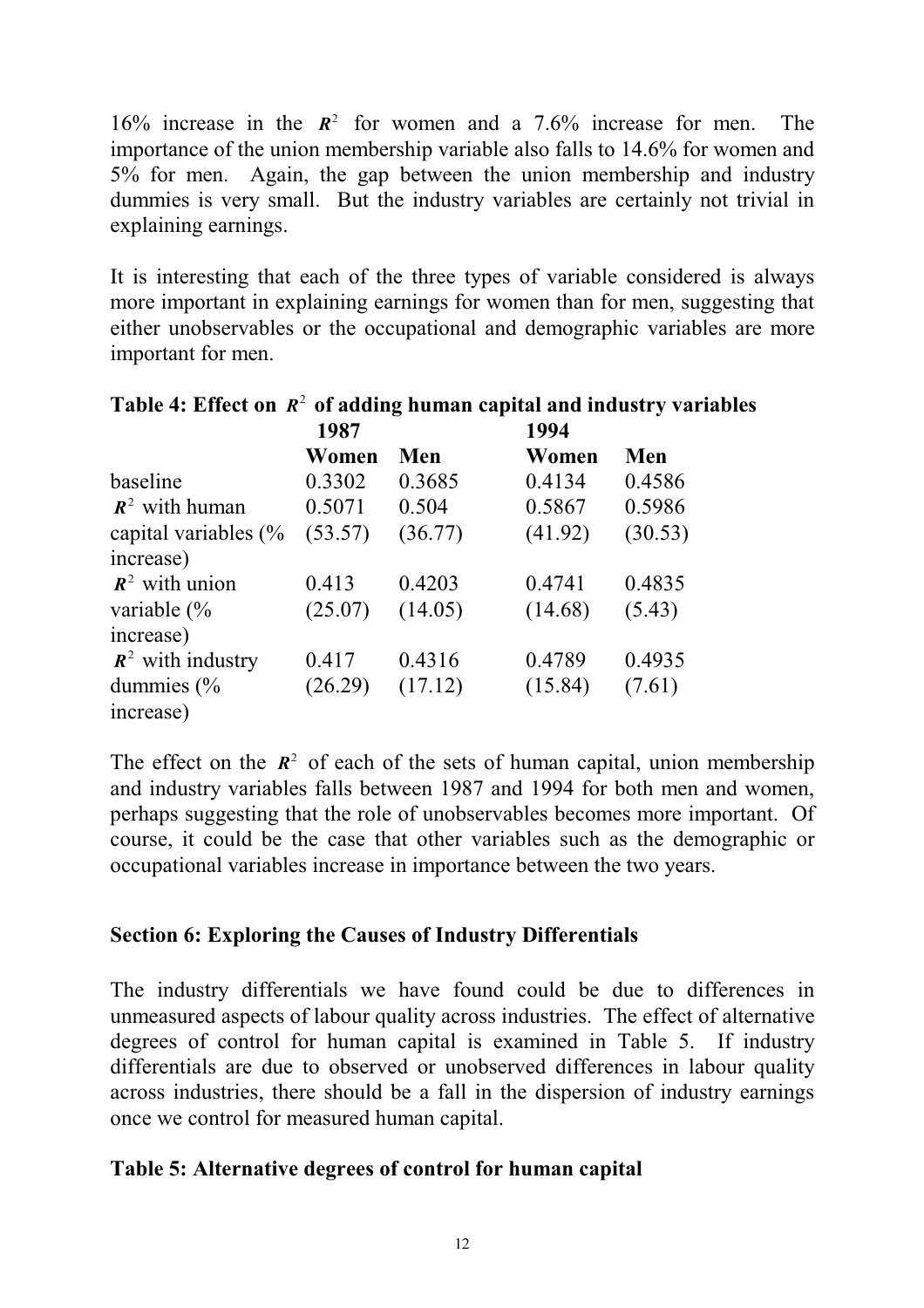16% increase in the $R^2$ for women and a 7.6% increase for men. The importance of the union membership variable also falls to 14.6% for women and 5% for men. Again, the gap between the union membership and industry dummies is very small. But the industry variables are certainly not trivial in explaining earnings.

It is interesting that each of the three types of variable considered is always more important in explaining earnings for women than for men, suggesting that either unobservables or the occupational and demographic variables are more important for men.

**Table 4: Effect on $R^2$ of adding human capital and industry variables**

| | 1987 | | 1994 | |
|---|---|---|---|---|
| | **Women** | **Men** | **Women** | **Men** |
| baseline | 0.3302 | 0.3685 | 0.4134 | 0.4586 |
| $R^2$ with human capital variables (% increase) | 0.5071 (53.57) | 0.504 (36.77) | 0.5867 (41.92) | 0.5986 (30.53) |
| $R^2$ with union variable (% increase) | 0.413 (25.07) | 0.4203 (14.05) | 0.4741 (14.68) | 0.4835 (5.43) |
| $R^2$ with industry dummies (% increase) | 0.417 (26.29) | 0.4316 (17.12) | 0.4789 (15.84) | 0.4935 (7.61) |

The effect on the $R^2$ of each of the sets of human capital, union membership and industry variables falls between 1987 and 1994 for both men and women, perhaps suggesting that the role of unobservables becomes more important. Of course, it could be the case that other variables such as the demographic or occupational variables increase in importance between the two years.

## Section 6: Exploring the Causes of Industry Differentials

The industry differentials we have found could be due to differences in unmeasured aspects of labour quality across industries. The effect of alternative degrees of control for human capital is examined in Table 5. If industry differentials are due to observed or unobserved differences in labour quality across industries, there should be a fall in the dispersion of industry earnings once we control for measured human capital.

**Table 5: Alternative degrees of control for human capital**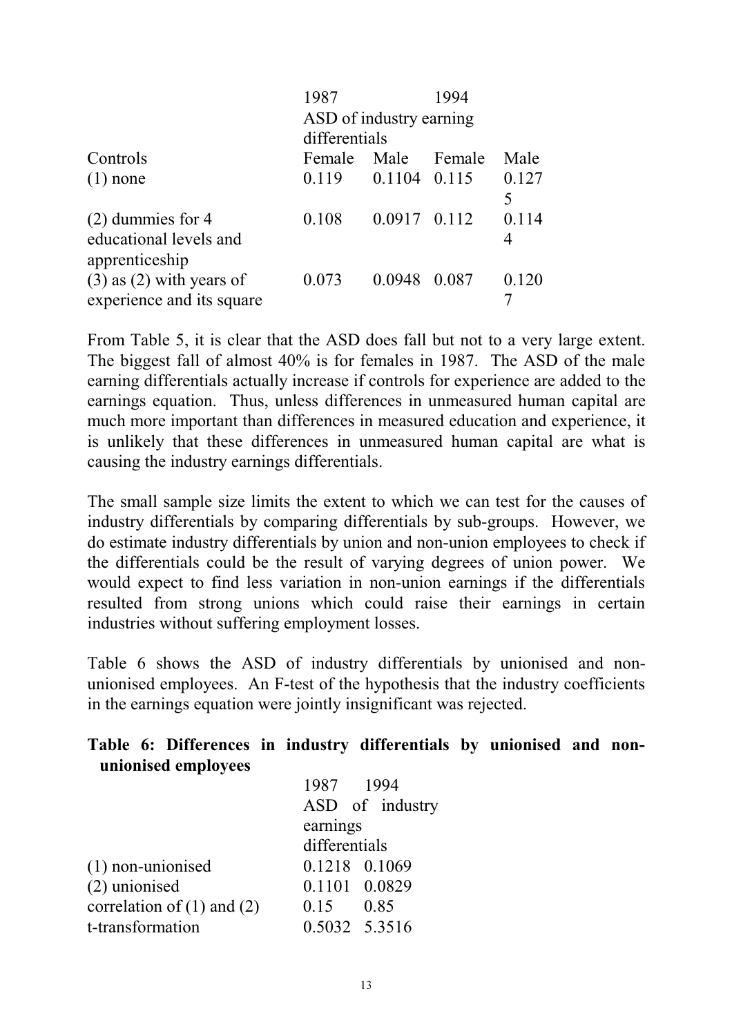| | 1987 | | 1994 | |
|---|---|---|---|---|
| | ASD of industry earning differentials | | | |
| Controls | Female | Male | Female | Male |
| (1) none | 0.119 | 0.1104 | 0.115 | 0.1275 |
| (2) dummies for 4 educational levels and apprenticeship | 0.108 | 0.0917 | 0.112 | 0.1144 |
| (3) as (2) with years of experience and its square | 0.073 | 0.0948 | 0.087 | 0.1207 |

From Table 5, it is clear that the ASD does fall but not to a very large extent. The biggest fall of almost 40% is for females in 1987. The ASD of the male earning differentials actually increase if controls for experience are added to the earnings equation. Thus, unless differences in unmeasured human capital are much more important than differences in measured education and experience, it is unlikely that these differences in unmeasured human capital are what is causing the industry earnings differentials.

The small sample size limits the extent to which we can test for the causes of industry differentials by comparing differentials by sub-groups. However, we do estimate industry differentials by union and non-union employees to check if the differentials could be the result of varying degrees of union power. We would expect to find less variation in non-union earnings if the differentials resulted from strong unions which could raise their earnings in certain industries without suffering employment losses.

Table 6 shows the ASD of industry differentials by unionised and non-unionised employees. An F-test of the hypothesis that the industry coefficients in the earnings equation were jointly insignificant was rejected.

**Table 6: Differences in industry differentials by unionised and non-unionised employees**

| | 1987 | 1994 |
|---|---|---|
| | ASD of industry earnings differentials | |
| (1) non-unionised | 0.1218 | 0.1069 |
| (2) unionised | 0.1101 | 0.0829 |
| correlation of (1) and (2) | 0.15 | 0.85 |
| t-transformation | 0.5032 | 5.3516 |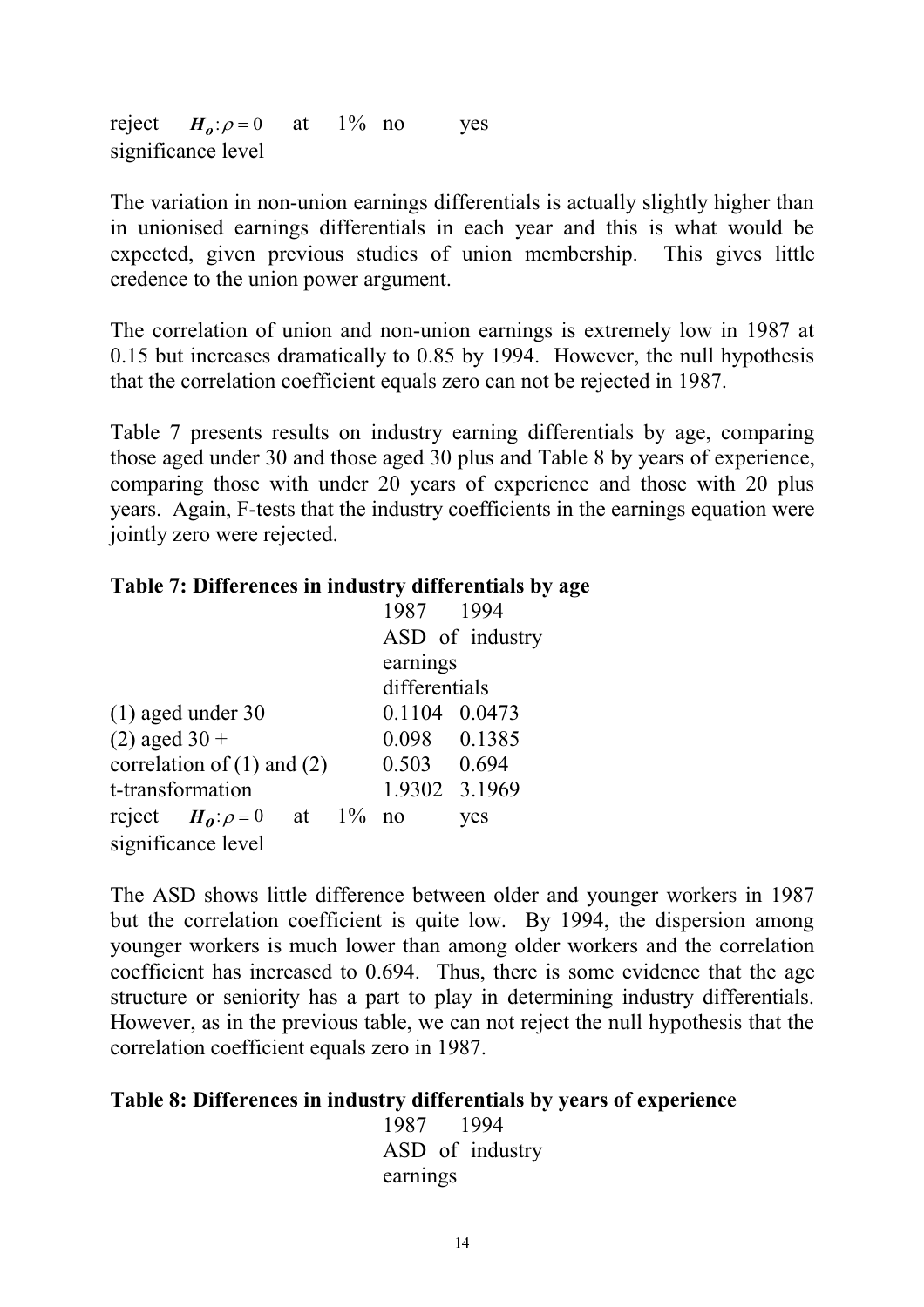| | | |
|---|---|---|
| reject $H_o: \rho = 0$ at 1% significance level | no | yes |

The variation in non-union earnings differentials is actually slightly higher than in unionised earnings differentials in each year and this is what would be expected, given previous studies of union membership. This gives little credence to the union power argument.

The correlation of union and non-union earnings is extremely low in 1987 at 0.15 but increases dramatically to 0.85 by 1994. However, the null hypothesis that the correlation coefficient equals zero can not be rejected in 1987.

Table 7 presents results on industry earning differentials by age, comparing those aged under 30 and those aged 30 plus and Table 8 by years of experience, comparing those with under 20 years of experience and those with 20 plus years. Again, F-tests that the industry coefficients in the earnings equation were jointly zero were rejected.

**Table 7: Differences in industry differentials by age**

| | 1987 | 1994 |
|---|---|---|
| | ASD of industry earnings differentials | |
| (1) aged under 30 | 0.1104 | 0.0473 |
| (2) aged 30 + | 0.098 | 0.1385 |
| correlation of (1) and (2) | 0.503 | 0.694 |
| t-transformation | 1.9302 | 3.1969 |
| reject $H_o: \rho = 0$ at 1% significance level | no | yes |

The ASD shows little difference between older and younger workers in 1987 but the correlation coefficient is quite low. By 1994, the dispersion among younger workers is much lower than among older workers and the correlation coefficient has increased to 0.694. Thus, there is some evidence that the age structure or seniority has a part to play in determining industry differentials. However, as in the previous table, we can not reject the null hypothesis that the correlation coefficient equals zero in 1987.

**Table 8: Differences in industry differentials by years of experience**

| | 1987 | 1994 |
|---|---|---|
| | ASD of industry earnings | |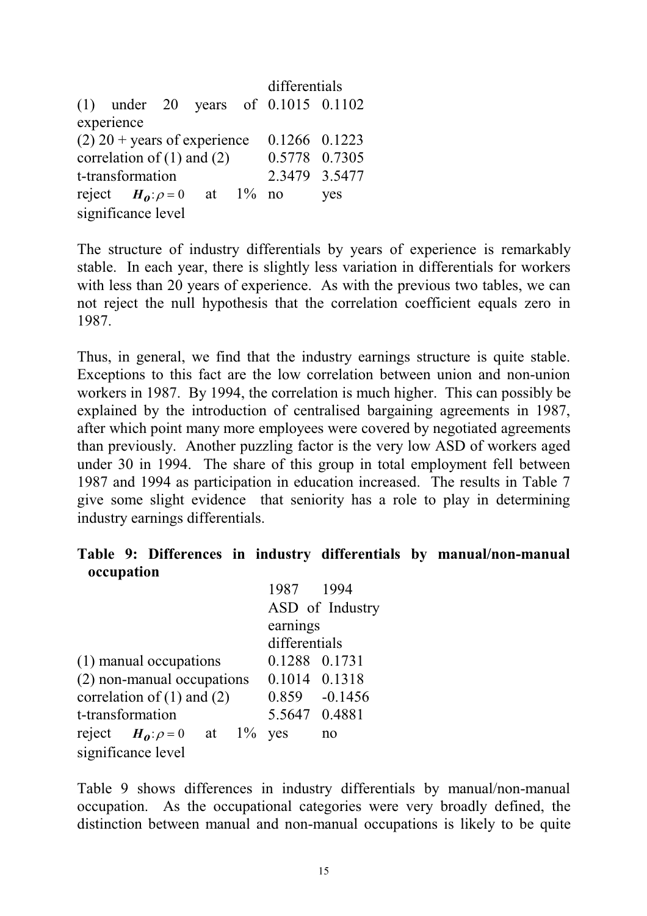| | | |
|---|---|---|
| | differentials | |
| (1) under 20 years of experience | 0.1015 | 0.1102 |
| (2) 20 + years of experience | 0.1266 | 0.1223 |
| correlation of (1) and (2) | 0.5778 | 0.7305 |
| t-transformation | 2.3479 | 3.5477 |
| reject $H_0: \rho = 0$ at 1% significance level | no | yes |

The structure of industry differentials by years of experience is remarkably stable. In each year, there is slightly less variation in differentials for workers with less than 20 years of experience. As with the previous two tables, we can not reject the null hypothesis that the correlation coefficient equals zero in 1987.

Thus, in general, we find that the industry earnings structure is quite stable. Exceptions to this fact are the low correlation between union and non-union workers in 1987. By 1994, the correlation is much higher. This can possibly be explained by the introduction of centralised bargaining agreements in 1987, after which point many more employees were covered by negotiated agreements than previously. Another puzzling factor is the very low ASD of workers aged under 30 in 1994. The share of this group in total employment fell between 1987 and 1994 as participation in education increased. The results in Table 7 give some slight evidence that seniority has a role to play in determining industry earnings differentials.

**Table 9: Differences in industry differentials by manual/non-manual occupation**

| | 1987 | 1994 |
|---|---|---|
| | ASD of Industry earnings differentials | |
| (1) manual occupations | 0.1288 | 0.1731 |
| (2) non-manual occupations | 0.1014 | 0.1318 |
| correlation of (1) and (2) | 0.859 | -0.1456 |
| t-transformation | 5.5647 | 0.4881 |
| reject $H_0: \rho = 0$ at 1% significance level | yes | no |

Table 9 shows differences in industry differentials by manual/non-manual occupation. As the occupational categories were very broadly defined, the distinction between manual and non-manual occupations is likely to be quite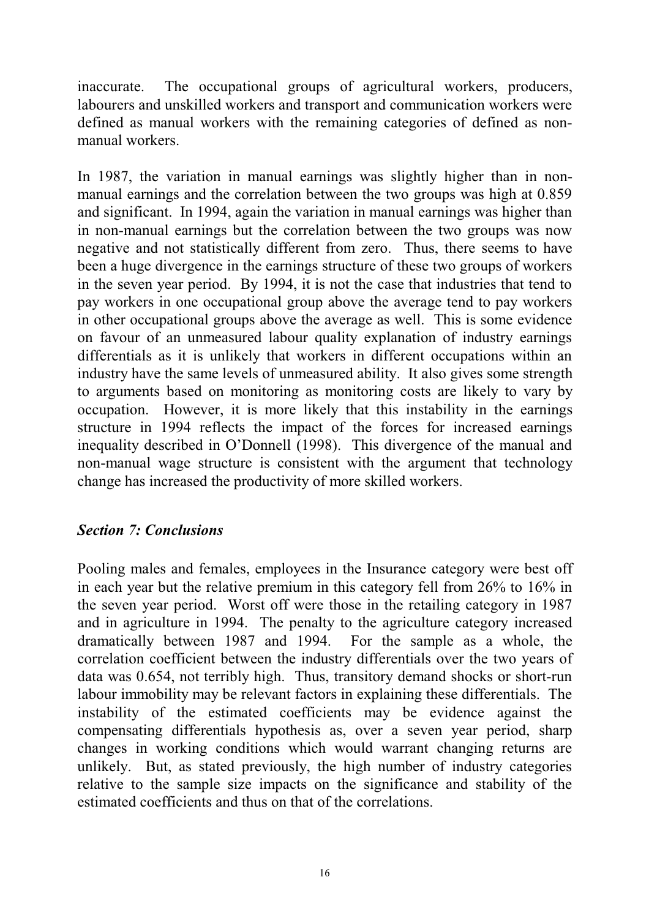inaccurate. The occupational groups of agricultural workers, producers, labourers and unskilled workers and transport and communication workers were defined as manual workers with the remaining categories of defined as non-manual workers.

In 1987, the variation in manual earnings was slightly higher than in non-manual earnings and the correlation between the two groups was high at 0.859 and significant. In 1994, again the variation in manual earnings was higher than in non-manual earnings but the correlation between the two groups was now negative and not statistically different from zero. Thus, there seems to have been a huge divergence in the earnings structure of these two groups of workers in the seven year period. By 1994, it is not the case that industries that tend to pay workers in one occupational group above the average tend to pay workers in other occupational groups above the average as well. This is some evidence on favour of an unmeasured labour quality explanation of industry earnings differentials as it is unlikely that workers in different occupations within an industry have the same levels of unmeasured ability. It also gives some strength to arguments based on monitoring as monitoring costs are likely to vary by occupation. However, it is more likely that this instability in the earnings structure in 1994 reflects the impact of the forces for increased earnings inequality described in O'Donnell (1998). This divergence of the manual and non-manual wage structure is consistent with the argument that technology change has increased the productivity of more skilled workers.

## *Section 7: Conclusions*

Pooling males and females, employees in the Insurance category were best off in each year but the relative premium in this category fell from 26% to 16% in the seven year period. Worst off were those in the retailing category in 1987 and in agriculture in 1994. The penalty to the agriculture category increased dramatically between 1987 and 1994. For the sample as a whole, the correlation coefficient between the industry differentials over the two years of data was 0.654, not terribly high. Thus, transitory demand shocks or short-run labour immobility may be relevant factors in explaining these differentials. The instability of the estimated coefficients may be evidence against the compensating differentials hypothesis as, over a seven year period, sharp changes in working conditions which would warrant changing returns are unlikely. But, as stated previously, the high number of industry categories relative to the sample size impacts on the significance and stability of the estimated coefficients and thus on that of the correlations.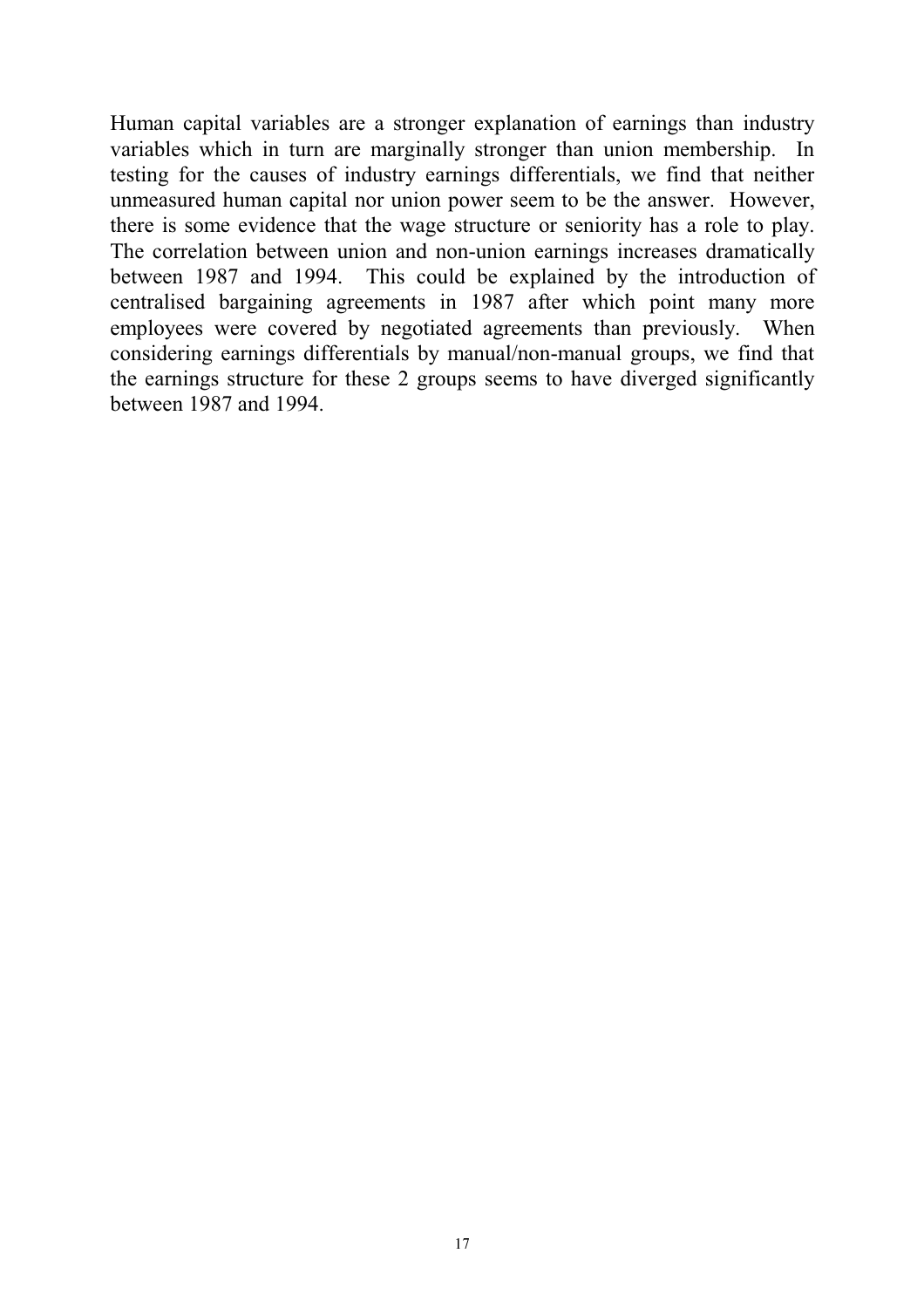Human capital variables are a stronger explanation of earnings than industry variables which in turn are marginally stronger than union membership. In testing for the causes of industry earnings differentials, we find that neither unmeasured human capital nor union power seem to be the answer. However, there is some evidence that the wage structure or seniority has a role to play. The correlation between union and non-union earnings increases dramatically between 1987 and 1994. This could be explained by the introduction of centralised bargaining agreements in 1987 after which point many more employees were covered by negotiated agreements than previously. When considering earnings differentials by manual/non-manual groups, we find that the earnings structure for these 2 groups seems to have diverged significantly between 1987 and 1994.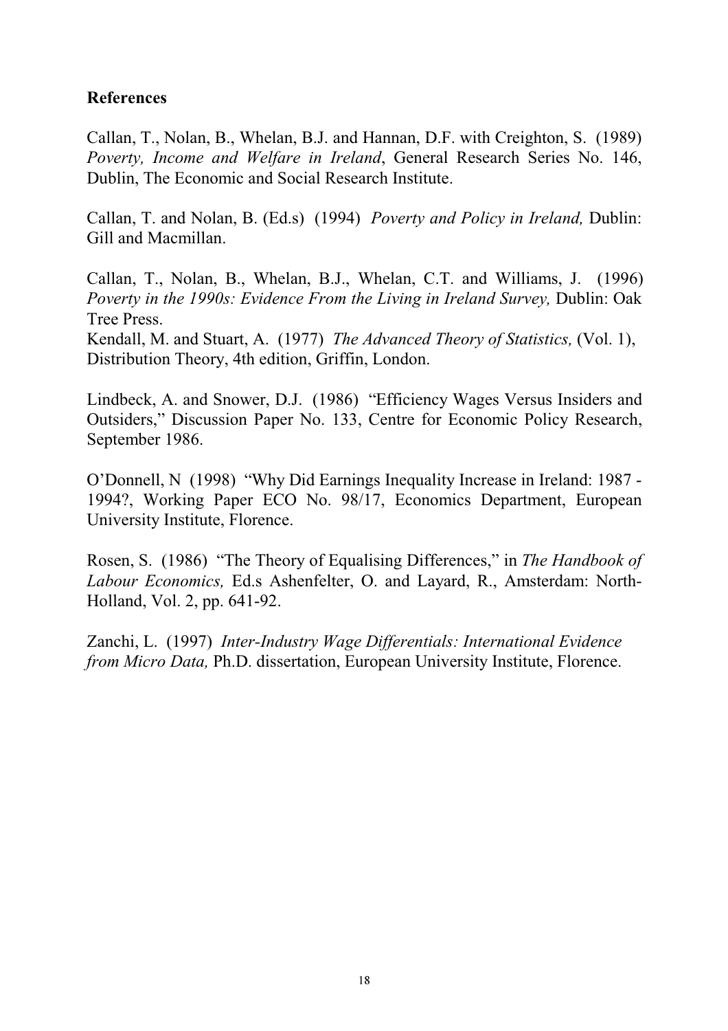**References**

Callan, T., Nolan, B., Whelan, B.J. and Hannan, D.F. with Creighton, S. (1989) *Poverty, Income and Welfare in Ireland*, General Research Series No. 146, Dublin, The Economic and Social Research Institute.

Callan, T. and Nolan, B. (Ed.s) (1994) *Poverty and Policy in Ireland,* Dublin: Gill and Macmillan.

Callan, T., Nolan, B., Whelan, B.J., Whelan, C.T. and Williams, J. (1996) *Poverty in the 1990s: Evidence From the Living in Ireland Survey,* Dublin: Oak Tree Press.
Kendall, M. and Stuart, A. (1977) *The Advanced Theory of Statistics,* (Vol. 1), Distribution Theory, 4th edition, Griffin, London.

Lindbeck, A. and Snower, D.J. (1986) "Efficiency Wages Versus Insiders and Outsiders," Discussion Paper No. 133, Centre for Economic Policy Research, September 1986.

O'Donnell, N (1998) "Why Did Earnings Inequality Increase in Ireland: 1987 - 1994?, Working Paper ECO No. 98/17, Economics Department, European University Institute, Florence.

Rosen, S. (1986) "The Theory of Equalising Differences," in *The Handbook of Labour Economics,* Ed.s Ashenfelter, O. and Layard, R., Amsterdam: North-Holland, Vol. 2, pp. 641-92.

Zanchi, L. (1997) *Inter-Industry Wage Differentials: International Evidence from Micro Data,* Ph.D. dissertation, European University Institute, Florence.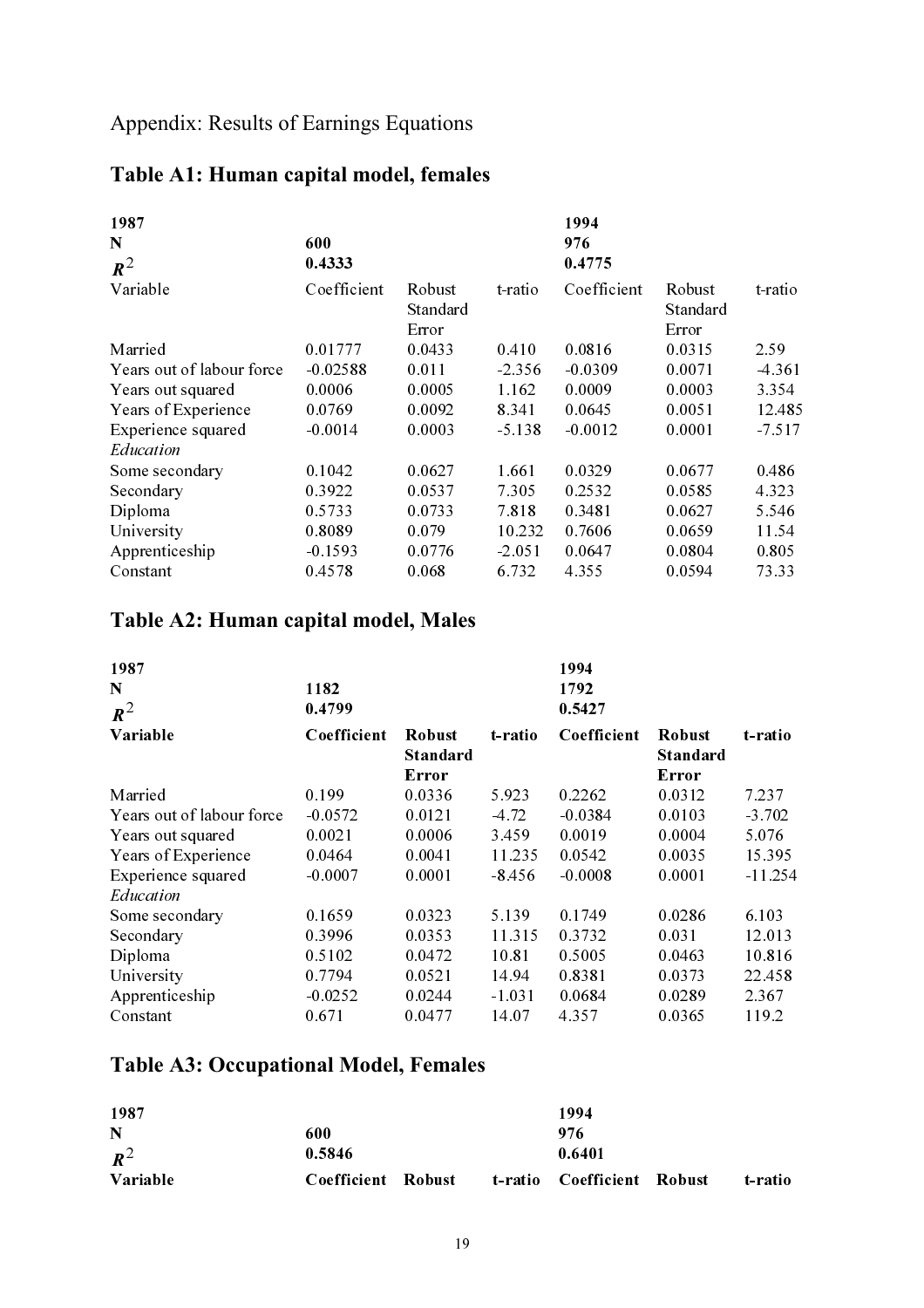Appendix: Results of Earnings Equations

## Table A1: Human capital model, females

| 1987 | | | | 1994 | | |
|---|---|---|---|---|---|---|
| N | 600 | | | 976 | | |
| $R^2$ | 0.4333 | | | 0.4775 | | |
| Variable | Coefficient | Robust Standard Error | t-ratio | Coefficient | Robust Standard Error | t-ratio |
| Married | 0.01777 | 0.0433 | 0.410 | 0.0816 | 0.0315 | 2.59 |
| Years out of labour force | -0.02588 | 0.011 | -2.356 | -0.0309 | 0.0071 | -4.361 |
| Years out squared | 0.0006 | 0.0005 | 1.162 | 0.0009 | 0.0003 | 3.354 |
| Years of Experience | 0.0769 | 0.0092 | 8.341 | 0.0645 | 0.0051 | 12.485 |
| Experience squared | -0.0014 | 0.0003 | -5.138 | -0.0012 | 0.0001 | -7.517 |
| *Education* | | | | | | |
| Some secondary | 0.1042 | 0.0627 | 1.661 | 0.0329 | 0.0677 | 0.486 |
| Secondary | 0.3922 | 0.0537 | 7.305 | 0.2532 | 0.0585 | 4.323 |
| Diploma | 0.5733 | 0.0733 | 7.818 | 0.3481 | 0.0627 | 5.546 |
| University | 0.8089 | 0.079 | 10.232 | 0.7606 | 0.0659 | 11.54 |
| Apprenticeship | -0.1593 | 0.0776 | -2.051 | 0.0647 | 0.0804 | 0.805 |
| Constant | 0.4578 | 0.068 | 6.732 | 4.355 | 0.0594 | 73.33 |

## Table A2: Human capital model, Males

| 1987 | | | | 1994 | | |
|---|---|---|---|---|---|---|
| N | 1182 | | | 1792 | | |
| $R^2$ | 0.4799 | | | 0.5427 | | |
| **Variable** | **Coefficient** | **Robust Standard Error** | **t-ratio** | **Coefficient** | **Robust Standard Error** | **t-ratio** |
| Married | 0.199 | 0.0336 | 5.923 | 0.2262 | 0.0312 | 7.237 |
| Years out of labour force | -0.0572 | 0.0121 | -4.72 | -0.0384 | 0.0103 | -3.702 |
| Years out squared | 0.0021 | 0.0006 | 3.459 | 0.0019 | 0.0004 | 5.076 |
| Years of Experience | 0.0464 | 0.0041 | 11.235 | 0.0542 | 0.0035 | 15.395 |
| Experience squared | -0.0007 | 0.0001 | -8.456 | -0.0008 | 0.0001 | -11.254 |
| *Education* | | | | | | |
| Some secondary | 0.1659 | 0.0323 | 5.139 | 0.1749 | 0.0286 | 6.103 |
| Secondary | 0.3996 | 0.0353 | 11.315 | 0.3732 | 0.031 | 12.013 |
| Diploma | 0.5102 | 0.0472 | 10.81 | 0.5005 | 0.0463 | 10.816 |
| University | 0.7794 | 0.0521 | 14.94 | 0.8381 | 0.0373 | 22.458 |
| Apprenticeship | -0.0252 | 0.0244 | -1.031 | 0.0684 | 0.0289 | 2.367 |
| Constant | 0.671 | 0.0477 | 14.07 | 4.357 | 0.0365 | 119.2 |

## Table A3: Occupational Model, Females

| 1987 | | | | 1994 | | |
|---|---|---|---|---|---|---|
| N | 600 | | | 976 | | |
| $R^2$ | 0.5846 | | | 0.6401 | | |
| **Variable** | **Coefficient** | **Robust** | **t-ratio** | **Coefficient** | **Robust** | **t-ratio** |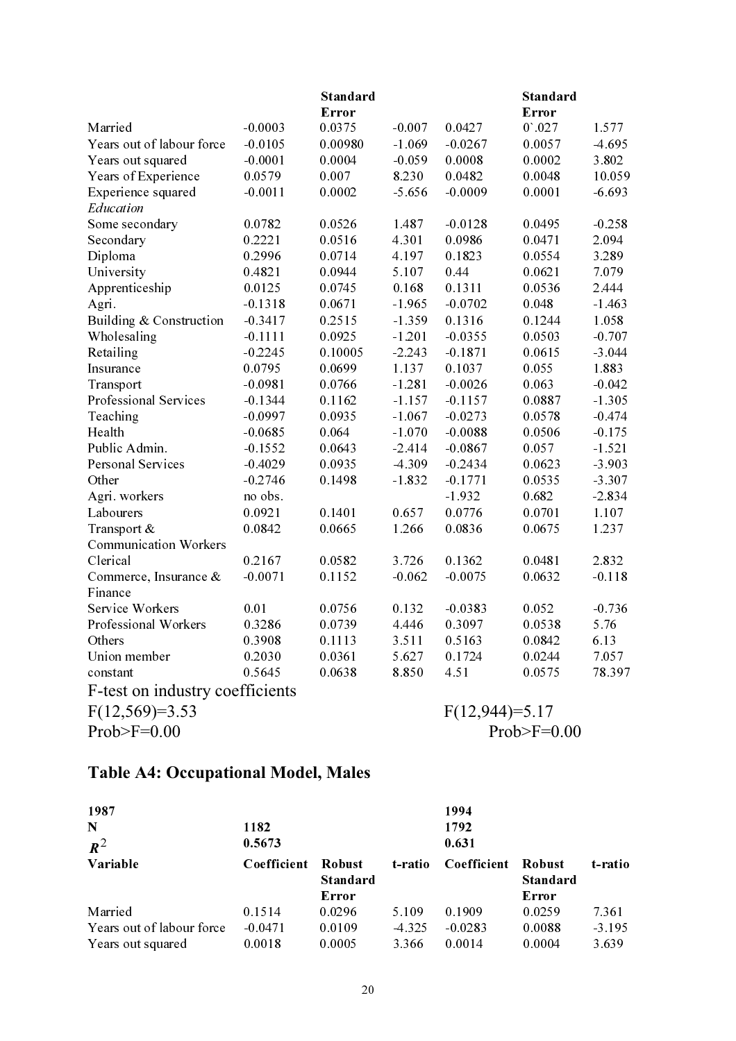| | | Standard Error | | | Standard Error | |
|---|---|---|---|---|---|---|
| Married | -0.0003 | 0.0375 | -0.007 | 0.0427 | 0`.027 | 1.577 |
| Years out of labour force | -0.0105 | 0.00980 | -1.069 | -0.0267 | 0.0057 | -4.695 |
| Years out squared | -0.0001 | 0.0004 | -0.059 | 0.0008 | 0.0002 | 3.802 |
| Years of Experience | 0.0579 | 0.007 | 8.230 | 0.0482 | 0.0048 | 10.059 |
| Experience squared | -0.0011 | 0.0002 | -5.656 | -0.0009 | 0.0001 | -6.693 |
| *Education* | | | | | | |
| Some secondary | 0.0782 | 0.0526 | 1.487 | -0.0128 | 0.0495 | -0.258 |
| Secondary | 0.2221 | 0.0516 | 4.301 | 0.0986 | 0.0471 | 2.094 |
| Diploma | 0.2996 | 0.0714 | 4.197 | 0.1823 | 0.0554 | 3.289 |
| University | 0.4821 | 0.0944 | 5.107 | 0.44 | 0.0621 | 7.079 |
| Apprenticeship | 0.0125 | 0.0745 | 0.168 | 0.1311 | 0.0536 | 2.444 |
| Agri. | -0.1318 | 0.0671 | -1.965 | -0.0702 | 0.048 | -1.463 |
| Building & Construction | -0.3417 | 0.2515 | -1.359 | 0.1316 | 0.1244 | 1.058 |
| Wholesaling | -0.1111 | 0.0925 | -1.201 | -0.0355 | 0.0503 | -0.707 |
| Retailing | -0.2245 | 0.10005 | -2.243 | -0.1871 | 0.0615 | -3.044 |
| Insurance | 0.0795 | 0.0699 | 1.137 | 0.1037 | 0.055 | 1.883 |
| Transport | -0.0981 | 0.0766 | -1.281 | -0.0026 | 0.063 | -0.042 |
| Professional Services | -0.1344 | 0.1162 | -1.157 | -0.1157 | 0.0887 | -1.305 |
| Teaching | -0.0997 | 0.0935 | -1.067 | -0.0273 | 0.0578 | -0.474 |
| Health | -0.0685 | 0.064 | -1.070 | -0.0088 | 0.0506 | -0.175 |
| Public Admin. | -0.1552 | 0.0643 | -2.414 | -0.0867 | 0.057 | -1.521 |
| Personal Services | -0.4029 | 0.0935 | -4.309 | -0.2434 | 0.0623 | -3.903 |
| Other | -0.2746 | 0.1498 | -1.832 | -0.1771 | 0.0535 | -3.307 |
| Agri. workers | no obs. | | | -1.932 | 0.682 | -2.834 |
| Labourers | 0.0921 | 0.1401 | 0.657 | 0.0776 | 0.0701 | 1.107 |
| Transport & Communication Workers | 0.0842 | 0.0665 | 1.266 | 0.0836 | 0.0675 | 1.237 |
| Clerical | 0.2167 | 0.0582 | 3.726 | 0.1362 | 0.0481 | 2.832 |
| Commerce, Insurance & Finance | -0.0071 | 0.1152 | -0.062 | -0.0075 | 0.0632 | -0.118 |
| Service Workers | 0.01 | 0.0756 | 0.132 | -0.0383 | 0.052 | -0.736 |
| Professional Workers | 0.3286 | 0.0739 | 4.446 | 0.3097 | 0.0538 | 5.76 |
| Others | 0.3908 | 0.1113 | 3.511 | 0.5163 | 0.0842 | 6.13 |
| Union member | 0.2030 | 0.0361 | 5.627 | 0.1724 | 0.0244 | 7.057 |
| constant | 0.5645 | 0.0638 | 8.850 | 4.51 | 0.0575 | 78.397 |

F-test on industry coefficients

$F(12,569)=3.53$ &nbsp;&nbsp;&nbsp;&nbsp;&nbsp;&nbsp;&nbsp;&nbsp;&nbsp;&nbsp;&nbsp;&nbsp;&nbsp;&nbsp;&nbsp;&nbsp;&nbsp;&nbsp;&nbsp;&nbsp;&nbsp;&nbsp;&nbsp;&nbsp;&nbsp;&nbsp; $F(12,944)=5.17$

Prob>F=0.00 &nbsp;&nbsp;&nbsp;&nbsp;&nbsp;&nbsp;&nbsp;&nbsp;&nbsp;&nbsp;&nbsp;&nbsp;&nbsp;&nbsp;&nbsp;&nbsp;&nbsp;&nbsp;&nbsp;&nbsp;&nbsp;&nbsp;&nbsp;&nbsp;&nbsp;&nbsp;&nbsp;&nbsp; Prob>F=0.00

## Table A4: Occupational Model, Males

| **1987** | | | | **1994** | | |
|---|---|---|---|---|---|---|
| **N** | **1182** | | | **1792** | | |
| $R^2$ | **0.5673** | | | **0.631** | | |
| **Variable** | **Coefficient** | **Robust Standard Error** | **t-ratio** | **Coefficient** | **Robust Standard Error** | **t-ratio** |
| Married | 0.1514 | 0.0296 | 5.109 | 0.1909 | 0.0259 | 7.361 |
| Years out of labour force | -0.0471 | 0.0109 | -4.325 | -0.0283 | 0.0088 | -3.195 |
| Years out squared | 0.0018 | 0.0005 | 3.366 | 0.0014 | 0.0004 | 3.639 |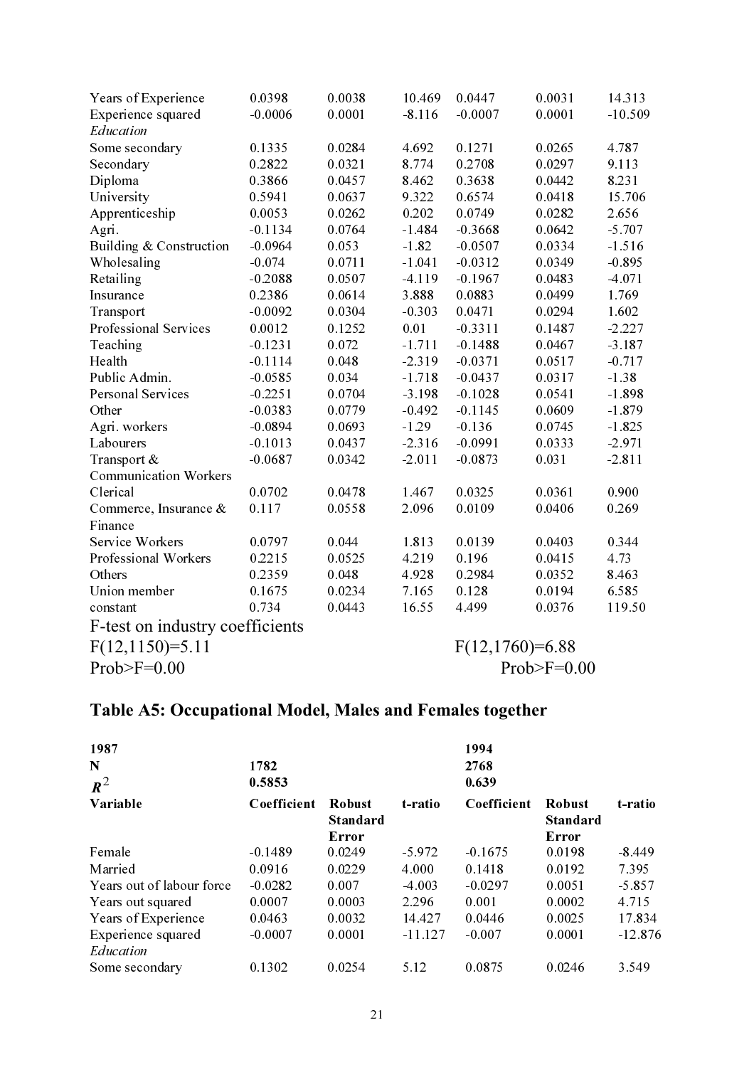| | | | | | | |
|---|---|---|---|---|---|---|
| Years of Experience | 0.0398 | 0.0038 | 10.469 | 0.0447 | 0.0031 | 14.313 |
| Experience squared | -0.0006 | 0.0001 | -8.116 | -0.0007 | 0.0001 | -10.509 |
| *Education* | | | | | | |
| Some secondary | 0.1335 | 0.0284 | 4.692 | 0.1271 | 0.0265 | 4.787 |
| Secondary | 0.2822 | 0.0321 | 8.774 | 0.2708 | 0.0297 | 9.113 |
| Diploma | 0.3866 | 0.0457 | 8.462 | 0.3638 | 0.0442 | 8.231 |
| University | 0.5941 | 0.0637 | 9.322 | 0.6574 | 0.0418 | 15.706 |
| Apprenticeship | 0.0053 | 0.0262 | 0.202 | 0.0749 | 0.0282 | 2.656 |
| Agri. | -0.1134 | 0.0764 | -1.484 | -0.3668 | 0.0642 | -5.707 |
| Building & Construction | -0.0964 | 0.053 | -1.82 | -0.0507 | 0.0334 | -1.516 |
| Wholesaling | -0.074 | 0.0711 | -1.041 | -0.0312 | 0.0349 | -0.895 |
| Retailing | -0.2088 | 0.0507 | -4.119 | -0.1967 | 0.0483 | -4.071 |
| Insurance | 0.2386 | 0.0614 | 3.888 | 0.0883 | 0.0499 | 1.769 |
| Transport | -0.0092 | 0.0304 | -0.303 | 0.0471 | 0.0294 | 1.602 |
| Professional Services | 0.0012 | 0.1252 | 0.01 | -0.3311 | 0.1487 | -2.227 |
| Teaching | -0.1231 | 0.072 | -1.711 | -0.1488 | 0.0467 | -3.187 |
| Health | -0.1114 | 0.048 | -2.319 | -0.0371 | 0.0517 | -0.717 |
| Public Admin. | -0.0585 | 0.034 | -1.718 | -0.0437 | 0.0317 | -1.38 |
| Personal Services | -0.2251 | 0.0704 | -3.198 | -0.1028 | 0.0541 | -1.898 |
| Other | -0.0383 | 0.0779 | -0.492 | -0.1145 | 0.0609 | -1.879 |
| Agri. workers | -0.0894 | 0.0693 | -1.29 | -0.136 | 0.0745 | -1.825 |
| Labourers | -0.1013 | 0.0437 | -2.316 | -0.0991 | 0.0333 | -2.971 |
| Transport & Communication Workers | -0.0687 | 0.0342 | -2.011 | -0.0873 | 0.031 | -2.811 |
| Clerical | 0.0702 | 0.0478 | 1.467 | 0.0325 | 0.0361 | 0.900 |
| Commerce, Insurance & Finance | 0.117 | 0.0558 | 2.096 | 0.0109 | 0.0406 | 0.269 |
| Service Workers | 0.0797 | 0.044 | 1.813 | 0.0139 | 0.0403 | 0.344 |
| Professional Workers | 0.2215 | 0.0525 | 4.219 | 0.196 | 0.0415 | 4.73 |
| Others | 0.2359 | 0.048 | 4.928 | 0.2984 | 0.0352 | 8.463 |
| Union member | 0.1675 | 0.0234 | 7.165 | 0.128 | 0.0194 | 6.585 |
| constant | 0.734 | 0.0443 | 16.55 | 4.499 | 0.0376 | 119.50 |

F-test on industry coefficients

$F(12,1150)=5.11$ Prob>F=0.00 $F(12,1760)=6.88$ Prob>F=0.00

## Table A5: Occupational Model, Males and Females together

| **1987** | | | | **1994** | | |
|---|---|---|---|---|---|---|
| **N** | **1782** | | | **2768** | | |
| $R^2$ | **0.5853** | | | **0.639** | | |
| **Variable** | **Coefficient** | **Robust Standard Error** | **t-ratio** | **Coefficient** | **Robust Standard Error** | **t-ratio** |
| Female | -0.1489 | 0.0249 | -5.972 | -0.1675 | 0.0198 | -8.449 |
| Married | 0.0916 | 0.0229 | 4.000 | 0.1418 | 0.0192 | 7.395 |
| Years out of labour force | -0.0282 | 0.007 | -4.003 | -0.0297 | 0.0051 | -5.857 |
| Years out squared | 0.0007 | 0.0003 | 2.296 | 0.001 | 0.0002 | 4.715 |
| Years of Experience | 0.0463 | 0.0032 | 14.427 | 0.0446 | 0.0025 | 17.834 |
| Experience squared | -0.0007 | 0.0001 | -11.127 | -0.007 | 0.0001 | -12.876 |
| *Education* | | | | | | |
| Some secondary | 0.1302 | 0.0254 | 5.12 | 0.0875 | 0.0246 | 3.549 |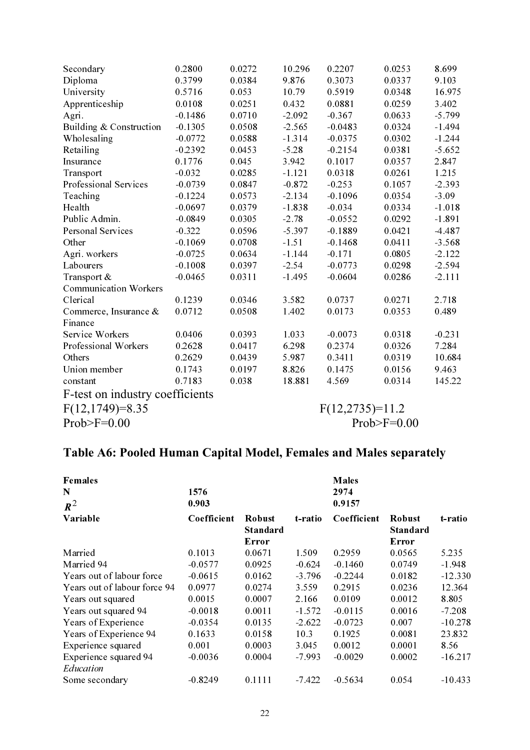| | | | | | | |
|---|---|---|---|---|---|---|
| Secondary | 0.2800 | 0.0272 | 10.296 | 0.2207 | 0.0253 | 8.699 |
| Diploma | 0.3799 | 0.0384 | 9.876 | 0.3073 | 0.0337 | 9.103 |
| University | 0.5716 | 0.053 | 10.79 | 0.5919 | 0.0348 | 16.975 |
| Apprenticeship | 0.0108 | 0.0251 | 0.432 | 0.0881 | 0.0259 | 3.402 |
| Agri. | -0.1486 | 0.0710 | -2.092 | -0.367 | 0.0633 | -5.799 |
| Building & Construction | -0.1305 | 0.0508 | -2.565 | -0.0483 | 0.0324 | -1.494 |
| Wholesaling | -0.0772 | 0.0588 | -1.314 | -0.0375 | 0.0302 | -1.244 |
| Retailing | -0.2392 | 0.0453 | -5.28 | -0.2154 | 0.0381 | -5.652 |
| Insurance | 0.1776 | 0.045 | 3.942 | 0.1017 | 0.0357 | 2.847 |
| Transport | -0.032 | 0.0285 | -1.121 | 0.0318 | 0.0261 | 1.215 |
| Professional Services | -0.0739 | 0.0847 | -0.872 | -0.253 | 0.1057 | -2.393 |
| Teaching | -0.1224 | 0.0573 | -2.134 | -0.1096 | 0.0354 | -3.09 |
| Health | -0.0697 | 0.0379 | -1.838 | -0.034 | 0.0334 | -1.018 |
| Public Admin. | -0.0849 | 0.0305 | -2.78 | -0.0552 | 0.0292 | -1.891 |
| Personal Services | -0.322 | 0.0596 | -5.397 | -0.1889 | 0.0421 | -4.487 |
| Other | -0.1069 | 0.0708 | -1.51 | -0.1468 | 0.0411 | -3.568 |
| Agri. workers | -0.0725 | 0.0634 | -1.144 | -0.171 | 0.0805 | -2.122 |
| Labourers | -0.1008 | 0.0397 | -2.54 | -0.0773 | 0.0298 | -2.594 |
| Transport & Communication Workers | -0.0465 | 0.0311 | -1.495 | -0.0604 | 0.0286 | -2.111 |
| Clerical | 0.1239 | 0.0346 | 3.582 | 0.0737 | 0.0271 | 2.718 |
| Commerce, Insurance & Finance | 0.0712 | 0.0508 | 1.402 | 0.0173 | 0.0353 | 0.489 |
| Service Workers | 0.0406 | 0.0393 | 1.033 | -0.0073 | 0.0318 | -0.231 |
| Professional Workers | 0.2628 | 0.0417 | 6.298 | 0.2374 | 0.0326 | 7.284 |
| Others | 0.2629 | 0.0439 | 5.987 | 0.3411 | 0.0319 | 10.684 |
| Union member | 0.1743 | 0.0197 | 8.826 | 0.1475 | 0.0156 | 9.463 |
| constant | 0.7183 | 0.038 | 18.881 | 4.569 | 0.0314 | 145.22 |

F-test on industry coefficients

$F(12,1749)=8.35$ — $F(12,2735)=11.2$

Prob>F=0.00 — Prob>F=0.00

## Table A6: Pooled Human Capital Model, Females and Males separately

| **Females** | | | | **Males** | | |
|---|---|---|---|---|---|---|
| **N** | **1576** | | | **2974** | | |
| $R^2$ | **0.903** | | | **0.9157** | | |
| **Variable** | **Coefficient** | **Robust Standard Error** | **t-ratio** | **Coefficient** | **Robust Standard Error** | **t-ratio** |
| Married | 0.1013 | 0.0671 | 1.509 | 0.2959 | 0.0565 | 5.235 |
| Married 94 | -0.0577 | 0.0925 | -0.624 | -0.1460 | 0.0749 | -1.948 |
| Years out of labour force | -0.0615 | 0.0162 | -3.796 | -0.2244 | 0.0182 | -12.330 |
| Years out of labour force 94 | 0.0977 | 0.0274 | 3.559 | 0.2915 | 0.0236 | 12.364 |
| Years out squared | 0.0015 | 0.0007 | 2.166 | 0.0109 | 0.0012 | 8.805 |
| Years out squared 94 | -0.0018 | 0.0011 | -1.572 | -0.0115 | 0.0016 | -7.208 |
| Years of Experience | -0.0354 | 0.0135 | -2.622 | -0.0723 | 0.007 | -10.278 |
| Years of Experience 94 | 0.1633 | 0.0158 | 10.3 | 0.1925 | 0.0081 | 23.832 |
| Experience squared | 0.001 | 0.0003 | 3.045 | 0.0012 | 0.0001 | 8.56 |
| Experience squared 94 | -0.0036 | 0.0004 | -7.993 | -0.0029 | 0.0002 | -16.217 |
| *Education* | | | | | | |
| Some secondary | -0.8249 | 0.1111 | -7.422 | -0.5634 | 0.054 | -10.433 |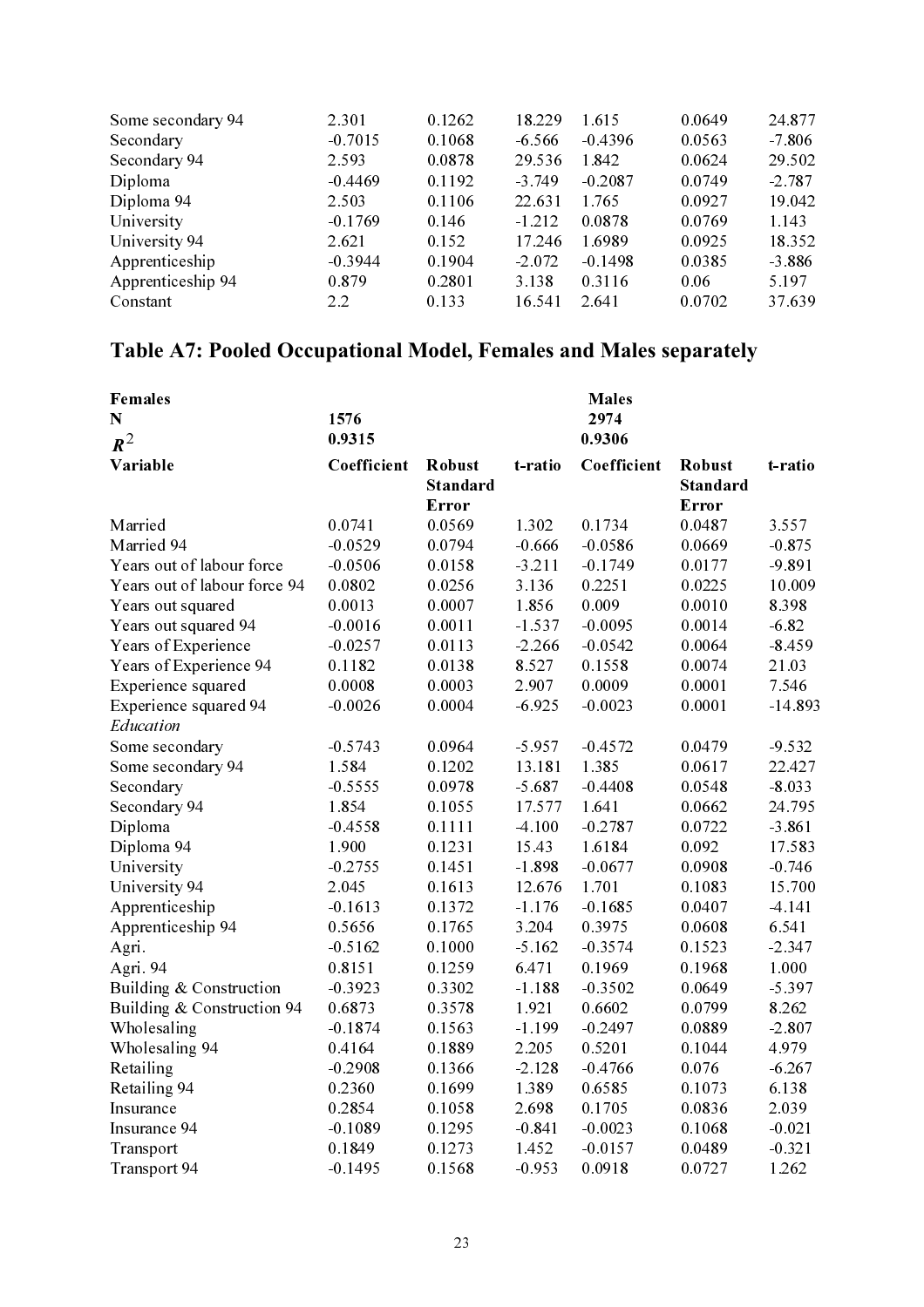| | | | | | | |
|---|---|---|---|---|---|---|
| Some secondary 94 | 2.301 | 0.1262 | 18.229 | 1.615 | 0.0649 | 24.877 |
| Secondary | -0.7015 | 0.1068 | -6.566 | -0.4396 | 0.0563 | -7.806 |
| Secondary 94 | 2.593 | 0.0878 | 29.536 | 1.842 | 0.0624 | 29.502 |
| Diploma | -0.4469 | 0.1192 | -3.749 | -0.2087 | 0.0749 | -2.787 |
| Diploma 94 | 2.503 | 0.1106 | 22.631 | 1.765 | 0.0927 | 19.042 |
| University | -0.1769 | 0.146 | -1.212 | 0.0878 | 0.0769 | 1.143 |
| University 94 | 2.621 | 0.152 | 17.246 | 1.6989 | 0.0925 | 18.352 |
| Apprenticeship | -0.3944 | 0.1904 | -2.072 | -0.1498 | 0.0385 | -3.886 |
| Apprenticeship 94 | 0.879 | 0.2801 | 3.138 | 0.3116 | 0.06 | 5.197 |
| Constant | 2.2 | 0.133 | 16.541 | 2.641 | 0.0702 | 37.639 |

## Table A7: Pooled Occupational Model, Females and Males separately

| **Females** | | | | **Males** | | |
|---|---|---|---|---|---|---|
| **N** | **1576** | | | **2974** | | |
| $R^2$ | **0.9315** | | | **0.9306** | | |
| **Variable** | **Coefficient** | **Robust Standard Error** | **t-ratio** | **Coefficient** | **Robust Standard Error** | **t-ratio** |
| Married | 0.0741 | 0.0569 | 1.302 | 0.1734 | 0.0487 | 3.557 |
| Married 94 | -0.0529 | 0.0794 | -0.666 | -0.0586 | 0.0669 | -0.875 |
| Years out of labour force | -0.0506 | 0.0158 | -3.211 | -0.1749 | 0.0177 | -9.891 |
| Years out of labour force 94 | 0.0802 | 0.0256 | 3.136 | 0.2251 | 0.0225 | 10.009 |
| Years out squared | 0.0013 | 0.0007 | 1.856 | 0.009 | 0.0010 | 8.398 |
| Years out squared 94 | -0.0016 | 0.0011 | -1.537 | -0.0095 | 0.0014 | -6.82 |
| Years of Experience | -0.0257 | 0.0113 | -2.266 | -0.0542 | 0.0064 | -8.459 |
| Years of Experience 94 | 0.1182 | 0.0138 | 8.527 | 0.1558 | 0.0074 | 21.03 |
| Experience squared | 0.0008 | 0.0003 | 2.907 | 0.0009 | 0.0001 | 7.546 |
| Experience squared 94 | -0.0026 | 0.0004 | -6.925 | -0.0023 | 0.0001 | -14.893 |
| *Education* | | | | | | |
| Some secondary | -0.5743 | 0.0964 | -5.957 | -0.4572 | 0.0479 | -9.532 |
| Some secondary 94 | 1.584 | 0.1202 | 13.181 | 1.385 | 0.0617 | 22.427 |
| Secondary | -0.5555 | 0.0978 | -5.687 | -0.4408 | 0.0548 | -8.033 |
| Secondary 94 | 1.854 | 0.1055 | 17.577 | 1.641 | 0.0662 | 24.795 |
| Diploma | -0.4558 | 0.1111 | -4.100 | -0.2787 | 0.0722 | -3.861 |
| Diploma 94 | 1.900 | 0.1231 | 15.43 | 1.6184 | 0.092 | 17.583 |
| University | -0.2755 | 0.1451 | -1.898 | -0.0677 | 0.0908 | -0.746 |
| University 94 | 2.045 | 0.1613 | 12.676 | 1.701 | 0.1083 | 15.700 |
| Apprenticeship | -0.1613 | 0.1372 | -1.176 | -0.1685 | 0.0407 | -4.141 |
| Apprenticeship 94 | 0.5656 | 0.1765 | 3.204 | 0.3975 | 0.0608 | 6.541 |
| Agri. | -0.5162 | 0.1000 | -5.162 | -0.3574 | 0.1523 | -2.347 |
| Agri. 94 | 0.8151 | 0.1259 | 6.471 | 0.1969 | 0.1968 | 1.000 |
| Building & Construction | -0.3923 | 0.3302 | -1.188 | -0.3502 | 0.0649 | -5.397 |
| Building & Construction 94 | 0.6873 | 0.3578 | 1.921 | 0.6602 | 0.0799 | 8.262 |
| Wholesaling | -0.1874 | 0.1563 | -1.199 | -0.2497 | 0.0889 | -2.807 |
| Wholesaling 94 | 0.4164 | 0.1889 | 2.205 | 0.5201 | 0.1044 | 4.979 |
| Retailing | -0.2908 | 0.1366 | -2.128 | -0.4766 | 0.076 | -6.267 |
| Retailing 94 | 0.2360 | 0.1699 | 1.389 | 0.6585 | 0.1073 | 6.138 |
| Insurance | 0.2854 | 0.1058 | 2.698 | 0.1705 | 0.0836 | 2.039 |
| Insurance 94 | -0.1089 | 0.1295 | -0.841 | -0.0023 | 0.1068 | -0.021 |
| Transport | 0.1849 | 0.1273 | 1.452 | -0.0157 | 0.0489 | -0.321 |
| Transport 94 | -0.1495 | 0.1568 | -0.953 | 0.0918 | 0.0727 | 1.262 |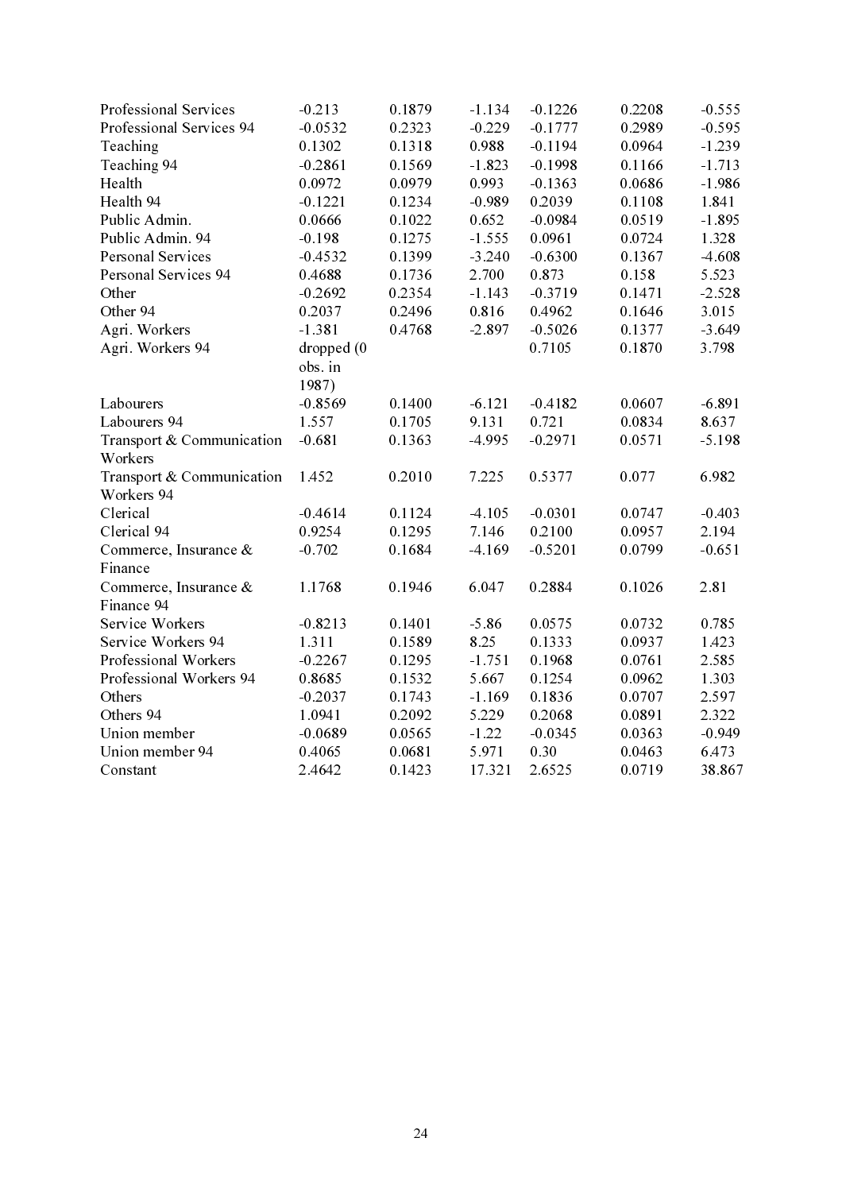| | | | | | | |
|---|---|---|---|---|---|---|
| Professional Services | -0.213 | 0.1879 | -1.134 | -0.1226 | 0.2208 | -0.555 |
| Professional Services 94 | -0.0532 | 0.2323 | -0.229 | -0.1777 | 0.2989 | -0.595 |
| Teaching | 0.1302 | 0.1318 | 0.988 | -0.1194 | 0.0964 | -1.239 |
| Teaching 94 | -0.2861 | 0.1569 | -1.823 | -0.1998 | 0.1166 | -1.713 |
| Health | 0.0972 | 0.0979 | 0.993 | -0.1363 | 0.0686 | -1.986 |
| Health 94 | -0.1221 | 0.1234 | -0.989 | 0.2039 | 0.1108 | 1.841 |
| Public Admin. | 0.0666 | 0.1022 | 0.652 | -0.0984 | 0.0519 | -1.895 |
| Public Admin. 94 | -0.198 | 0.1275 | -1.555 | 0.0961 | 0.0724 | 1.328 |
| Personal Services | -0.4532 | 0.1399 | -3.240 | -0.6300 | 0.1367 | -4.608 |
| Personal Services 94 | 0.4688 | 0.1736 | 2.700 | 0.873 | 0.158 | 5.523 |
| Other | -0.2692 | 0.2354 | -1.143 | -0.3719 | 0.1471 | -2.528 |
| Other 94 | 0.2037 | 0.2496 | 0.816 | 0.4962 | 0.1646 | 3.015 |
| Agri. Workers | -1.381 | 0.4768 | -2.897 | -0.5026 | 0.1377 | -3.649 |
| Agri. Workers 94 | dropped (0 obs. in 1987) | | | 0.7105 | 0.1870 | 3.798 |
| Labourers | -0.8569 | 0.1400 | -6.121 | -0.4182 | 0.0607 | -6.891 |
| Labourers 94 | 1.557 | 0.1705 | 9.131 | 0.721 | 0.0834 | 8.637 |
| Transport & Communication Workers | -0.681 | 0.1363 | -4.995 | -0.2971 | 0.0571 | -5.198 |
| Transport & Communication Workers 94 | 1.452 | 0.2010 | 7.225 | 0.5377 | 0.077 | 6.982 |
| Clerical | -0.4614 | 0.1124 | -4.105 | -0.0301 | 0.0747 | -0.403 |
| Clerical 94 | 0.9254 | 0.1295 | 7.146 | 0.2100 | 0.0957 | 2.194 |
| Commerce, Insurance & Finance | -0.702 | 0.1684 | -4.169 | -0.5201 | 0.0799 | -0.651 |
| Commerce, Insurance & Finance 94 | 1.1768 | 0.1946 | 6.047 | 0.2884 | 0.1026 | 2.81 |
| Service Workers | -0.8213 | 0.1401 | -5.86 | 0.0575 | 0.0732 | 0.785 |
| Service Workers 94 | 1.311 | 0.1589 | 8.25 | 0.1333 | 0.0937 | 1.423 |
| Professional Workers | -0.2267 | 0.1295 | -1.751 | 0.1968 | 0.0761 | 2.585 |
| Professional Workers 94 | 0.8685 | 0.1532 | 5.667 | 0.1254 | 0.0962 | 1.303 |
| Others | -0.2037 | 0.1743 | -1.169 | 0.1836 | 0.0707 | 2.597 |
| Others 94 | 1.0941 | 0.2092 | 5.229 | 0.2068 | 0.0891 | 2.322 |
| Union member | -0.0689 | 0.0565 | -1.22 | -0.0345 | 0.0363 | -0.949 |
| Union member 94 | 0.4065 | 0.0681 | 5.971 | 0.30 | 0.0463 | 6.473 |
| Constant | 2.4642 | 0.1423 | 17.321 | 2.6525 | 0.0719 | 38.867 |